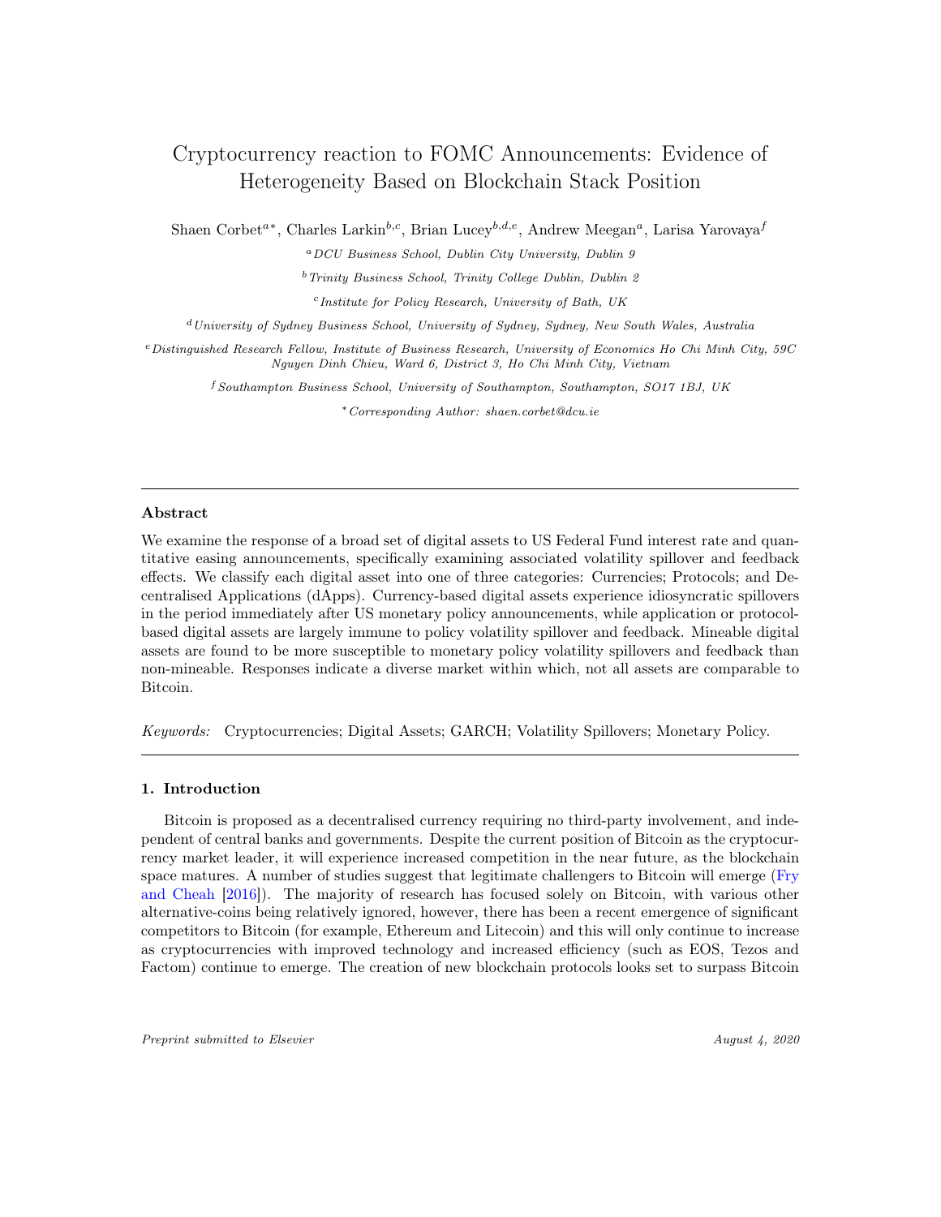# Cryptocurrency reaction to FOMC Announcements: Evidence of Heterogeneity Based on Blockchain Stack Position

Shaen Corbet[a*], Charles Larkin[b,c], Brian Lucey[b,d,e], Andrew Meegan[a], Larisa Yarovaya[f]

[a] *DCU Business School, Dublin City University, Dublin 9*

[b] *Trinity Business School, Trinity College Dublin, Dublin 2*

[c] *Institute for Policy Research, University of Bath, UK*

[d] *University of Sydney Business School, University of Sydney, Sydney, New South Wales, Australia*

[e] *Distinguished Research Fellow, Institute of Business Research, University of Economics Ho Chi Minh City, 59C Nguyen Dinh Chieu, Ward 6, District 3, Ho Chi Minh City, Vietnam*

[f] *Southampton Business School, University of Southampton, Southampton, SO17 1BJ, UK*

[*] *Corresponding Author: shaen.corbet@dcu.ie*

---

### Abstract

We examine the response of a broad set of digital assets to US Federal Fund interest rate and quantitative easing announcements, specifically examining associated volatility spillover and feedback effects. We classify each digital asset into one of three categories: Currencies; Protocols; and Decentralised Applications (dApps). Currency-based digital assets experience idiosyncratic spillovers in the period immediately after US monetary policy announcements, while application or protocol-based digital assets are largely immune to policy volatility spillover and feedback. Mineable digital assets are found to be more susceptible to monetary policy volatility spillovers and feedback than non-mineable. Responses indicate a diverse market within which, not all assets are comparable to Bitcoin.

*Keywords:* Cryptocurrencies; Digital Assets; GARCH; Volatility Spillovers; Monetary Policy.

---

### 1. Introduction

Bitcoin is proposed as a decentralised currency requiring no third-party involvement, and independent of central banks and governments. Despite the current position of Bitcoin as the cryptocurrency market leader, it will experience increased competition in the near future, as the blockchain space matures. A number of studies suggest that legitimate challengers to Bitcoin will emerge (Fry and Cheah [2016]). The majority of research has focused solely on Bitcoin, with various other alternative-coins being relatively ignored, however, there has been a recent emergence of significant competitors to Bitcoin (for example, Ethereum and Litecoin) and this will only continue to increase as cryptocurrencies with improved technology and increased efficiency (such as EOS, Tezos and Factom) continue to emerge. The creation of new blockchain protocols looks set to surpass Bitcoin

*Preprint submitted to Elsevier* *August 4, 2020*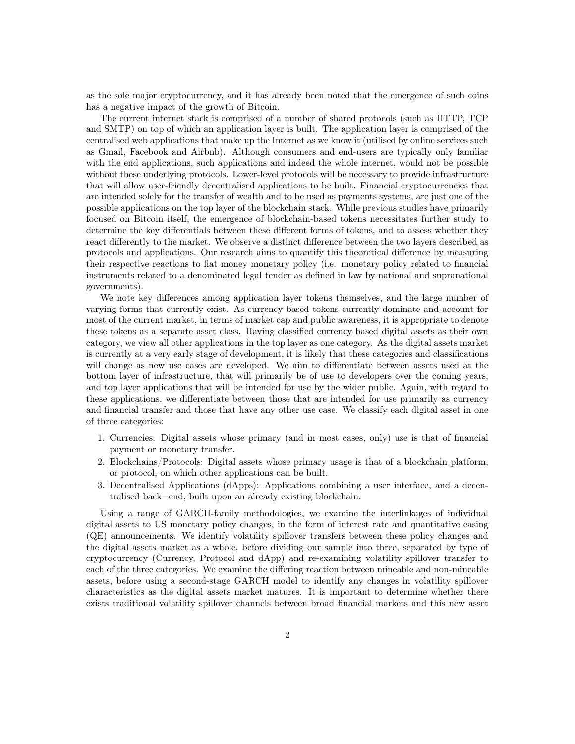as the sole major cryptocurrency, and it has already been noted that the emergence of such coins has a negative impact of the growth of Bitcoin.

The current internet stack is comprised of a number of shared protocols (such as HTTP, TCP and SMTP) on top of which an application layer is built. The application layer is comprised of the centralised web applications that make up the Internet as we know it (utilised by online services such as Gmail, Facebook and Airbnb). Although consumers and end-users are typically only familiar with the end applications, such applications and indeed the whole internet, would not be possible without these underlying protocols. Lower-level protocols will be necessary to provide infrastructure that will allow user-friendly decentralised applications to be built. Financial cryptocurrencies that are intended solely for the transfer of wealth and to be used as payments systems, are just one of the possible applications on the top layer of the blockchain stack. While previous studies have primarily focused on Bitcoin itself, the emergence of blockchain-based tokens necessitates further study to determine the key differentials between these different forms of tokens, and to assess whether they react differently to the market. We observe a distinct difference between the two layers described as protocols and applications. Our research aims to quantify this theoretical difference by measuring their respective reactions to fiat money monetary policy (i.e. monetary policy related to financial instruments related to a denominated legal tender as defined in law by national and supranational governments).

We note key differences among application layer tokens themselves, and the large number of varying forms that currently exist. As currency based tokens currently dominate and account for most of the current market, in terms of market cap and public awareness, it is appropriate to denote these tokens as a separate asset class. Having classified currency based digital assets as their own category, we view all other applications in the top layer as one category. As the digital assets market is currently at a very early stage of development, it is likely that these categories and classifications will change as new use cases are developed. We aim to differentiate between assets used at the bottom layer of infrastructure, that will primarily be of use to developers over the coming years, and top layer applications that will be intended for use by the wider public. Again, with regard to these applications, we differentiate between those that are intended for use primarily as currency and financial transfer and those that have any other use case. We classify each digital asset in one of three categories:

1. Currencies: Digital assets whose primary (and in most cases, only) use is that of financial payment or monetary transfer.
2. Blockchains/Protocols: Digital assets whose primary usage is that of a blockchain platform, or protocol, on which other applications can be built.
3. Decentralised Applications (dApps): Applications combining a user interface, and a decentralised back−end, built upon an already existing blockchain.

Using a range of GARCH-family methodologies, we examine the interlinkages of individual digital assets to US monetary policy changes, in the form of interest rate and quantitative easing (QE) announcements. We identify volatility spillover transfers between these policy changes and the digital assets market as a whole, before dividing our sample into three, separated by type of cryptocurrency (Currency, Protocol and dApp) and re-examining volatility spillover transfer to each of the three categories. We examine the differing reaction between mineable and non-mineable assets, before using a second-stage GARCH model to identify any changes in volatility spillover characteristics as the digital assets market matures. It is important to determine whether there exists traditional volatility spillover channels between broad financial markets and this new asset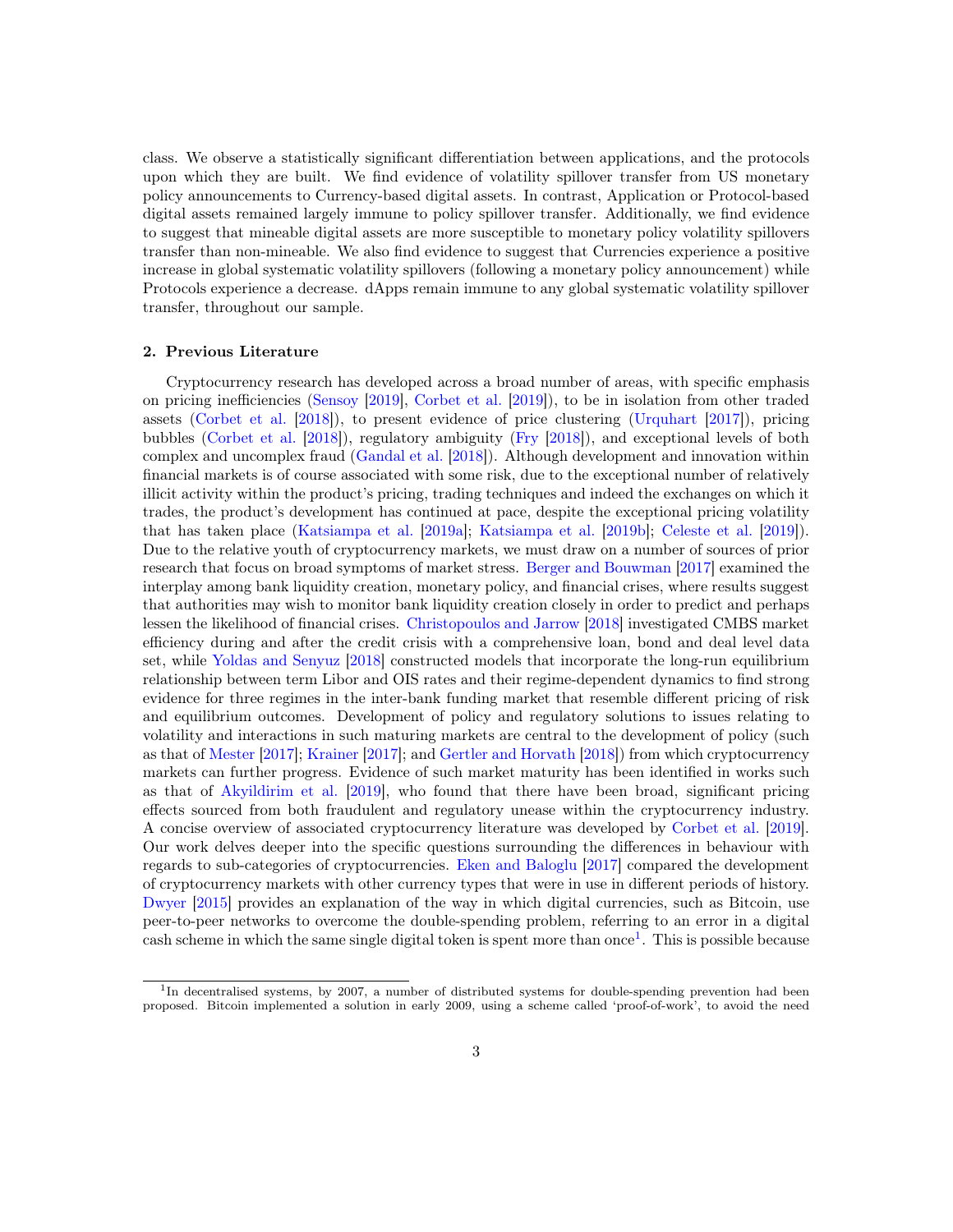class. We observe a statistically significant differentiation between applications, and the protocols upon which they are built. We find evidence of volatility spillover transfer from US monetary policy announcements to Currency-based digital assets. In contrast, Application or Protocol-based digital assets remained largely immune to policy spillover transfer. Additionally, we find evidence to suggest that mineable digital assets are more susceptible to monetary policy volatility spillovers transfer than non-mineable. We also find evidence to suggest that Currencies experience a positive increase in global systematic volatility spillovers (following a monetary policy announcement) while Protocols experience a decrease. dApps remain immune to any global systematic volatility spillover transfer, throughout our sample.

## 2. Previous Literature

Cryptocurrency research has developed across a broad number of areas, with specific emphasis on pricing inefficiencies (Sensoy [2019], Corbet et al. [2019]), to be in isolation from other traded assets (Corbet et al. [2018]), to present evidence of price clustering (Urquhart [2017]), pricing bubbles (Corbet et al. [2018]), regulatory ambiguity (Fry [2018]), and exceptional levels of both complex and uncomplex fraud (Gandal et al. [2018]). Although development and innovation within financial markets is of course associated with some risk, due to the exceptional number of relatively illicit activity within the product's pricing, trading techniques and indeed the exchanges on which it trades, the product's development has continued at pace, despite the exceptional pricing volatility that has taken place (Katsiampa et al. [2019a]; Katsiampa et al. [2019b]; Celeste et al. [2019]). Due to the relative youth of cryptocurrency markets, we must draw on a number of sources of prior research that focus on broad symptoms of market stress. Berger and Bouwman [2017] examined the interplay among bank liquidity creation, monetary policy, and financial crises, where results suggest that authorities may wish to monitor bank liquidity creation closely in order to predict and perhaps lessen the likelihood of financial crises. Christopoulos and Jarrow [2018] investigated CMBS market efficiency during and after the credit crisis with a comprehensive loan, bond and deal level data set, while Yoldas and Senyuz [2018] constructed models that incorporate the long-run equilibrium relationship between term Libor and OIS rates and their regime-dependent dynamics to find strong evidence for three regimes in the inter-bank funding market that resemble different pricing of risk and equilibrium outcomes. Development of policy and regulatory solutions to issues relating to volatility and interactions in such maturing markets are central to the development of policy (such as that of Mester [2017]; Krainer [2017]; and Gertler and Horvath [2018]) from which cryptocurrency markets can further progress. Evidence of such market maturity has been identified in works such as that of Akyildirim et al. [2019], who found that there have been broad, significant pricing effects sourced from both fraudulent and regulatory unease within the cryptocurrency industry. A concise overview of associated cryptocurrency literature was developed by Corbet et al. [2019]. Our work delves deeper into the specific questions surrounding the differences in behaviour with regards to sub-categories of cryptocurrencies. Eken and Baloglu [2017] compared the development of cryptocurrency markets with other currency types that were in use in different periods of history. Dwyer [2015] provides an explanation of the way in which digital currencies, such as Bitcoin, use peer-to-peer networks to overcome the double-spending problem, referring to an error in a digital cash scheme in which the same single digital token is spent more than once[1]. This is possible because

[1] In decentralised systems, by 2007, a number of distributed systems for double-spending prevention had been proposed. Bitcoin implemented a solution in early 2009, using a scheme called 'proof-of-work', to avoid the need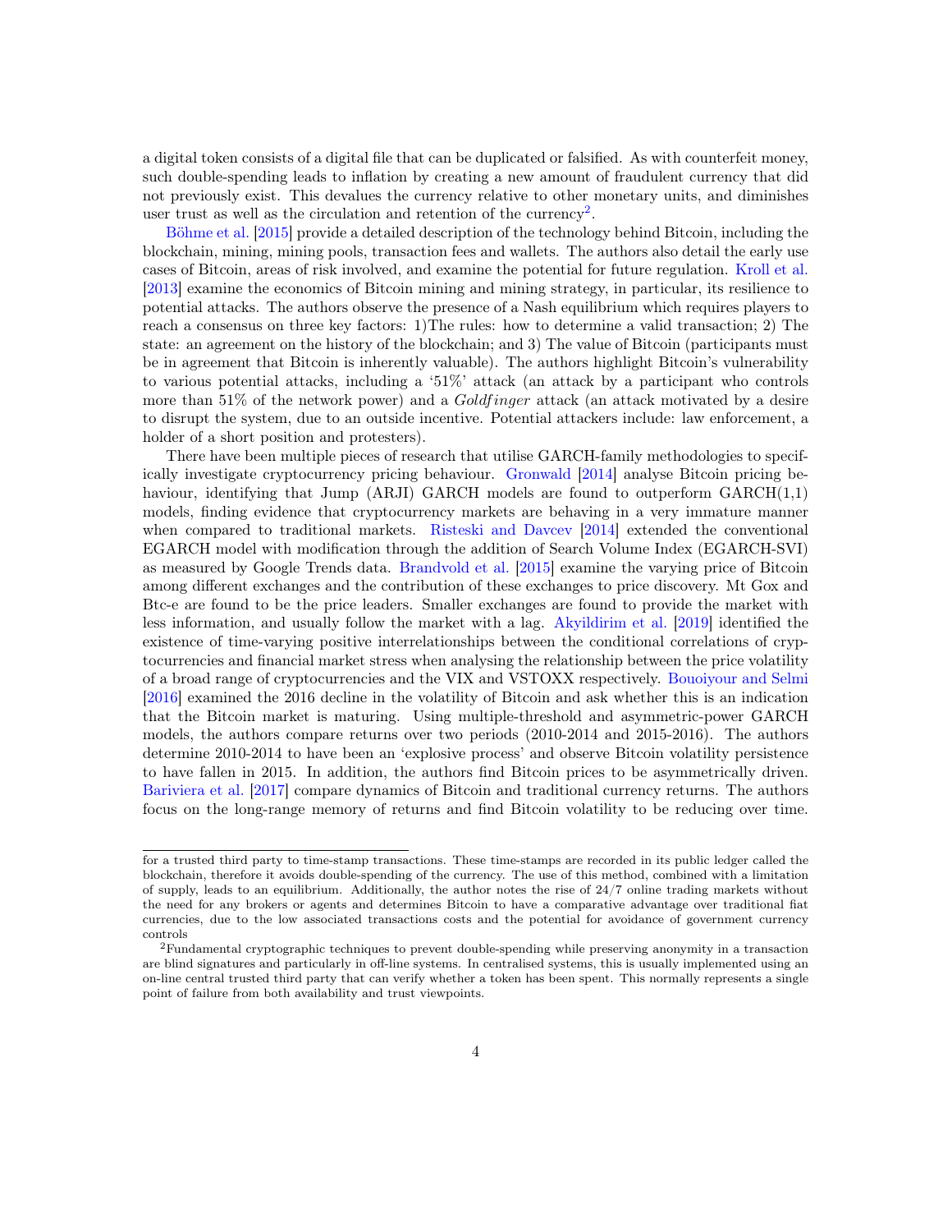a digital token consists of a digital file that can be duplicated or falsified. As with counterfeit money, such double-spending leads to inflation by creating a new amount of fraudulent currency that did not previously exist. This devalues the currency relative to other monetary units, and diminishes user trust as well as the circulation and retention of the currency[2].

Böhme et al. [2015] provide a detailed description of the technology behind Bitcoin, including the blockchain, mining, mining pools, transaction fees and wallets. The authors also detail the early use cases of Bitcoin, areas of risk involved, and examine the potential for future regulation. Kroll et al. [2013] examine the economics of Bitcoin mining and mining strategy, in particular, its resilience to potential attacks. The authors observe the presence of a Nash equilibrium which requires players to reach a consensus on three key factors: 1)The rules: how to determine a valid transaction; 2) The state: an agreement on the history of the blockchain; and 3) The value of Bitcoin (participants must be in agreement that Bitcoin is inherently valuable). The authors highlight Bitcoin's vulnerability to various potential attacks, including a '51%' attack (an attack by a participant who controls more than 51% of the network power) and a *Goldfinger* attack (an attack motivated by a desire to disrupt the system, due to an outside incentive. Potential attackers include: law enforcement, a holder of a short position and protesters).

There have been multiple pieces of research that utilise GARCH-family methodologies to specifically investigate cryptocurrency pricing behaviour. Gronwald [2014] analyse Bitcoin pricing behaviour, identifying that Jump (ARJI) GARCH models are found to outperform GARCH(1,1) models, finding evidence that cryptocurrency markets are behaving in a very immature manner when compared to traditional markets. Risteski and Davcev [2014] extended the conventional EGARCH model with modification through the addition of Search Volume Index (EGARCH-SVI) as measured by Google Trends data. Brandvold et al. [2015] examine the varying price of Bitcoin among different exchanges and the contribution of these exchanges to price discovery. Mt Gox and Btc-e are found to be the price leaders. Smaller exchanges are found to provide the market with less information, and usually follow the market with a lag. Akyildirim et al. [2019] identified the existence of time-varying positive interrelationships between the conditional correlations of cryptocurrencies and financial market stress when analysing the relationship between the price volatility of a broad range of cryptocurrencies and the VIX and VSTOXX respectively. Bouoiyour and Selmi [2016] examined the 2016 decline in the volatility of Bitcoin and ask whether this is an indication that the Bitcoin market is maturing. Using multiple-threshold and asymmetric-power GARCH models, the authors compare returns over two periods (2010-2014 and 2015-2016). The authors determine 2010-2014 to have been an 'explosive process' and observe Bitcoin volatility persistence to have fallen in 2015. In addition, the authors find Bitcoin prices to be asymmetrically driven. Bariviera et al. [2017] compare dynamics of Bitcoin and traditional currency returns. The authors focus on the long-range memory of returns and find Bitcoin volatility to be reducing over time.

---

for a trusted third party to time-stamp transactions. These time-stamps are recorded in its public ledger called the blockchain, therefore it avoids double-spending of the currency. The use of this method, combined with a limitation of supply, leads to an equilibrium. Additionally, the author notes the rise of 24/7 online trading markets without the need for any brokers or agents and determines Bitcoin to have a comparative advantage over traditional fiat currencies, due to the low associated transactions costs and the potential for avoidance of government currency controls

[2] Fundamental cryptographic techniques to prevent double-spending while preserving anonymity in a transaction are blind signatures and particularly in off-line systems. In centralised systems, this is usually implemented using an on-line central trusted third party that can verify whether a token has been spent. This normally represents a single point of failure from both availability and trust viewpoints.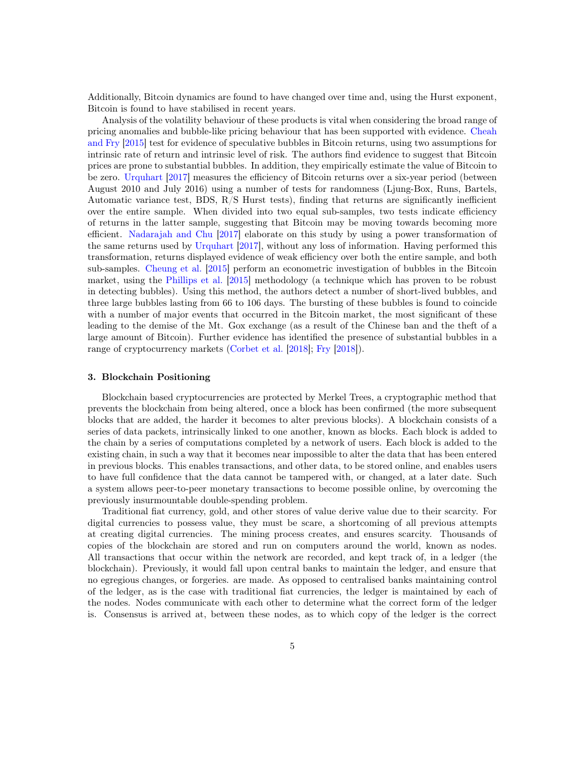Additionally, Bitcoin dynamics are found to have changed over time and, using the Hurst exponent, Bitcoin is found to have stabilised in recent years.

Analysis of the volatility behaviour of these products is vital when considering the broad range of pricing anomalies and bubble-like pricing behaviour that has been supported with evidence. Cheah and Fry [2015] test for evidence of speculative bubbles in Bitcoin returns, using two assumptions for intrinsic rate of return and intrinsic level of risk. The authors find evidence to suggest that Bitcoin prices are prone to substantial bubbles. In addition, they empirically estimate the value of Bitcoin to be zero. Urquhart [2017] measures the efficiency of Bitcoin returns over a six-year period (between August 2010 and July 2016) using a number of tests for randomness (Ljung-Box, Runs, Bartels, Automatic variance test, BDS, R/S Hurst tests), finding that returns are significantly inefficient over the entire sample. When divided into two equal sub-samples, two tests indicate efficiency of returns in the latter sample, suggesting that Bitcoin may be moving towards becoming more efficient. Nadarajah and Chu [2017] elaborate on this study by using a power transformation of the same returns used by Urquhart [2017], without any loss of information. Having performed this transformation, returns displayed evidence of weak efficiency over both the entire sample, and both sub-samples. Cheung et al. [2015] perform an econometric investigation of bubbles in the Bitcoin market, using the Phillips et al. [2015] methodology (a technique which has proven to be robust in detecting bubbles). Using this method, the authors detect a number of short-lived bubbles, and three large bubbles lasting from 66 to 106 days. The bursting of these bubbles is found to coincide with a number of major events that occurred in the Bitcoin market, the most significant of these leading to the demise of the Mt. Gox exchange (as a result of the Chinese ban and the theft of a large amount of Bitcoin). Further evidence has identified the presence of substantial bubbles in a range of cryptocurrency markets (Corbet et al. [2018]; Fry [2018]).

### 3. Blockchain Positioning

Blockchain based cryptocurrencies are protected by Merkel Trees, a cryptographic method that prevents the blockchain from being altered, once a block has been confirmed (the more subsequent blocks that are added, the harder it becomes to alter previous blocks). A blockchain consists of a series of data packets, intrinsically linked to one another, known as blocks. Each block is added to the chain by a series of computations completed by a network of users. Each block is added to the existing chain, in such a way that it becomes near impossible to alter the data that has been entered in previous blocks. This enables transactions, and other data, to be stored online, and enables users to have full confidence that the data cannot be tampered with, or changed, at a later date. Such a system allows peer-to-peer monetary transactions to become possible online, by overcoming the previously insurmountable double-spending problem.

Traditional fiat currency, gold, and other stores of value derive value due to their scarcity. For digital currencies to possess value, they must be scare, a shortcoming of all previous attempts at creating digital currencies. The mining process creates, and ensures scarcity. Thousands of copies of the blockchain are stored and run on computers around the world, known as nodes. All transactions that occur within the network are recorded, and kept track of, in a ledger (the blockchain). Previously, it would fall upon central banks to maintain the ledger, and ensure that no egregious changes, or forgeries. are made. As opposed to centralised banks maintaining control of the ledger, as is the case with traditional fiat currencies, the ledger is maintained by each of the nodes. Nodes communicate with each other to determine what the correct form of the ledger is. Consensus is arrived at, between these nodes, as to which copy of the ledger is the correct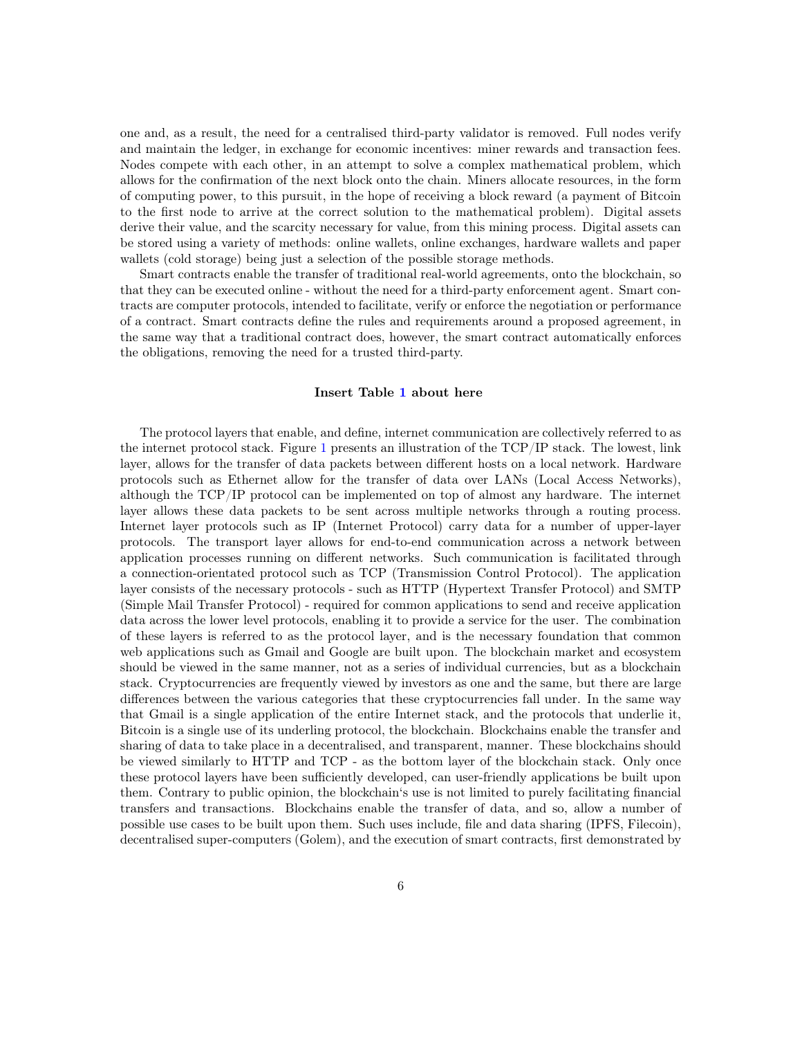one and, as a result, the need for a centralised third-party validator is removed. Full nodes verify and maintain the ledger, in exchange for economic incentives: miner rewards and transaction fees. Nodes compete with each other, in an attempt to solve a complex mathematical problem, which allows for the confirmation of the next block onto the chain. Miners allocate resources, in the form of computing power, to this pursuit, in the hope of receiving a block reward (a payment of Bitcoin to the first node to arrive at the correct solution to the mathematical problem). Digital assets derive their value, and the scarcity necessary for value, from this mining process. Digital assets can be stored using a variety of methods: online wallets, online exchanges, hardware wallets and paper wallets (cold storage) being just a selection of the possible storage methods.

Smart contracts enable the transfer of traditional real-world agreements, onto the blockchain, so that they can be executed online - without the need for a third-party enforcement agent. Smart contracts are computer protocols, intended to facilitate, verify or enforce the negotiation or performance of a contract. Smart contracts define the rules and requirements around a proposed agreement, in the same way that a traditional contract does, however, the smart contract automatically enforces the obligations, removing the need for a trusted third-party.

**Insert Table 1 about here**

The protocol layers that enable, and define, internet communication are collectively referred to as the internet protocol stack. Figure 1 presents an illustration of the TCP/IP stack. The lowest, link layer, allows for the transfer of data packets between different hosts on a local network. Hardware protocols such as Ethernet allow for the transfer of data over LANs (Local Access Networks), although the TCP/IP protocol can be implemented on top of almost any hardware. The internet layer allows these data packets to be sent across multiple networks through a routing process. Internet layer protocols such as IP (Internet Protocol) carry data for a number of upper-layer protocols. The transport layer allows for end-to-end communication across a network between application processes running on different networks. Such communication is facilitated through a connection-orientated protocol such as TCP (Transmission Control Protocol). The application layer consists of the necessary protocols - such as HTTP (Hypertext Transfer Protocol) and SMTP (Simple Mail Transfer Protocol) - required for common applications to send and receive application data across the lower level protocols, enabling it to provide a service for the user. The combination of these layers is referred to as the protocol layer, and is the necessary foundation that common web applications such as Gmail and Google are built upon. The blockchain market and ecosystem should be viewed in the same manner, not as a series of individual currencies, but as a blockchain stack. Cryptocurrencies are frequently viewed by investors as one and the same, but there are large differences between the various categories that these cryptocurrencies fall under. In the same way that Gmail is a single application of the entire Internet stack, and the protocols that underlie it, Bitcoin is a single use of its underling protocol, the blockchain. Blockchains enable the transfer and sharing of data to take place in a decentralised, and transparent, manner. These blockchains should be viewed similarly to HTTP and TCP - as the bottom layer of the blockchain stack. Only once these protocol layers have been sufficiently developed, can user-friendly applications be built upon them. Contrary to public opinion, the blockchain's use is not limited to purely facilitating financial transfers and transactions. Blockchains enable the transfer of data, and so, allow a number of possible use cases to be built upon them. Such uses include, file and data sharing (IPFS, Filecoin), decentralised super-computers (Golem), and the execution of smart contracts, first demonstrated by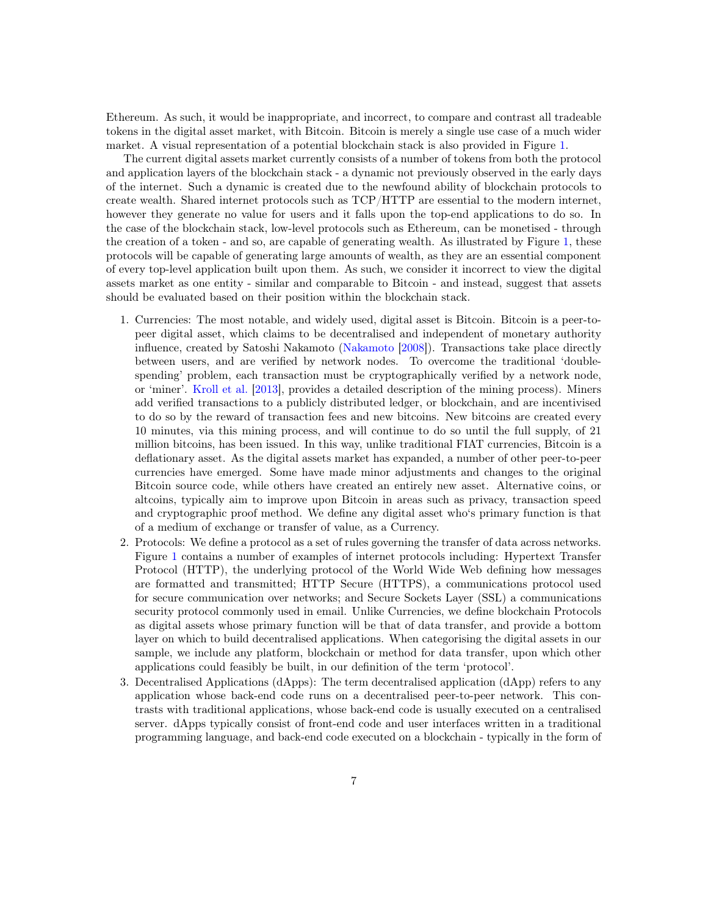Ethereum. As such, it would be inappropriate, and incorrect, to compare and contrast all tradeable tokens in the digital asset market, with Bitcoin. Bitcoin is merely a single use case of a much wider market. A visual representation of a potential blockchain stack is also provided in Figure 1.

The current digital assets market currently consists of a number of tokens from both the protocol and application layers of the blockchain stack - a dynamic not previously observed in the early days of the internet. Such a dynamic is created due to the newfound ability of blockchain protocols to create wealth. Shared internet protocols such as TCP/HTTP are essential to the modern internet, however they generate no value for users and it falls upon the top-end applications to do so. In the case of the blockchain stack, low-level protocols such as Ethereum, can be monetised - through the creation of a token - and so, are capable of generating wealth. As illustrated by Figure 1, these protocols will be capable of generating large amounts of wealth, as they are an essential component of every top-level application built upon them. As such, we consider it incorrect to view the digital assets market as one entity - similar and comparable to Bitcoin - and instead, suggest that assets should be evaluated based on their position within the blockchain stack.

1. Currencies: The most notable, and widely used, digital asset is Bitcoin. Bitcoin is a peer-to-peer digital asset, which claims to be decentralised and independent of monetary authority influence, created by Satoshi Nakamoto (Nakamoto [2008]). Transactions take place directly between users, and are verified by network nodes. To overcome the traditional 'double-spending' problem, each transaction must be cryptographically verified by a network node, or 'miner'. Kroll et al. [2013], provides a detailed description of the mining process). Miners add verified transactions to a publicly distributed ledger, or blockchain, and are incentivised to do so by the reward of transaction fees and new bitcoins. New bitcoins are created every 10 minutes, via this mining process, and will continue to do so until the full supply, of 21 million bitcoins, has been issued. In this way, unlike traditional FIAT currencies, Bitcoin is a deflationary asset. As the digital assets market has expanded, a number of other peer-to-peer currencies have emerged. Some have made minor adjustments and changes to the original Bitcoin source code, while others have created an entirely new asset. Alternative coins, or altcoins, typically aim to improve upon Bitcoin in areas such as privacy, transaction speed and cryptographic proof method. We define any digital asset who's primary function is that of a medium of exchange or transfer of value, as a Currency.
2. Protocols: We define a protocol as a set of rules governing the transfer of data across networks. Figure 1 contains a number of examples of internet protocols including: Hypertext Transfer Protocol (HTTP), the underlying protocol of the World Wide Web defining how messages are formatted and transmitted; HTTP Secure (HTTPS), a communications protocol used for secure communication over networks; and Secure Sockets Layer (SSL) a communications security protocol commonly used in email. Unlike Currencies, we define blockchain Protocols as digital assets whose primary function will be that of data transfer, and provide a bottom layer on which to build decentralised applications. When categorising the digital assets in our sample, we include any platform, blockchain or method for data transfer, upon which other applications could feasibly be built, in our definition of the term 'protocol'.
3. Decentralised Applications (dApps): The term decentralised application (dApp) refers to any application whose back-end code runs on a decentralised peer-to-peer network. This contrasts with traditional applications, whose back-end code is usually executed on a centralised server. dApps typically consist of front-end code and user interfaces written in a traditional programming language, and back-end code executed on a blockchain - typically in the form of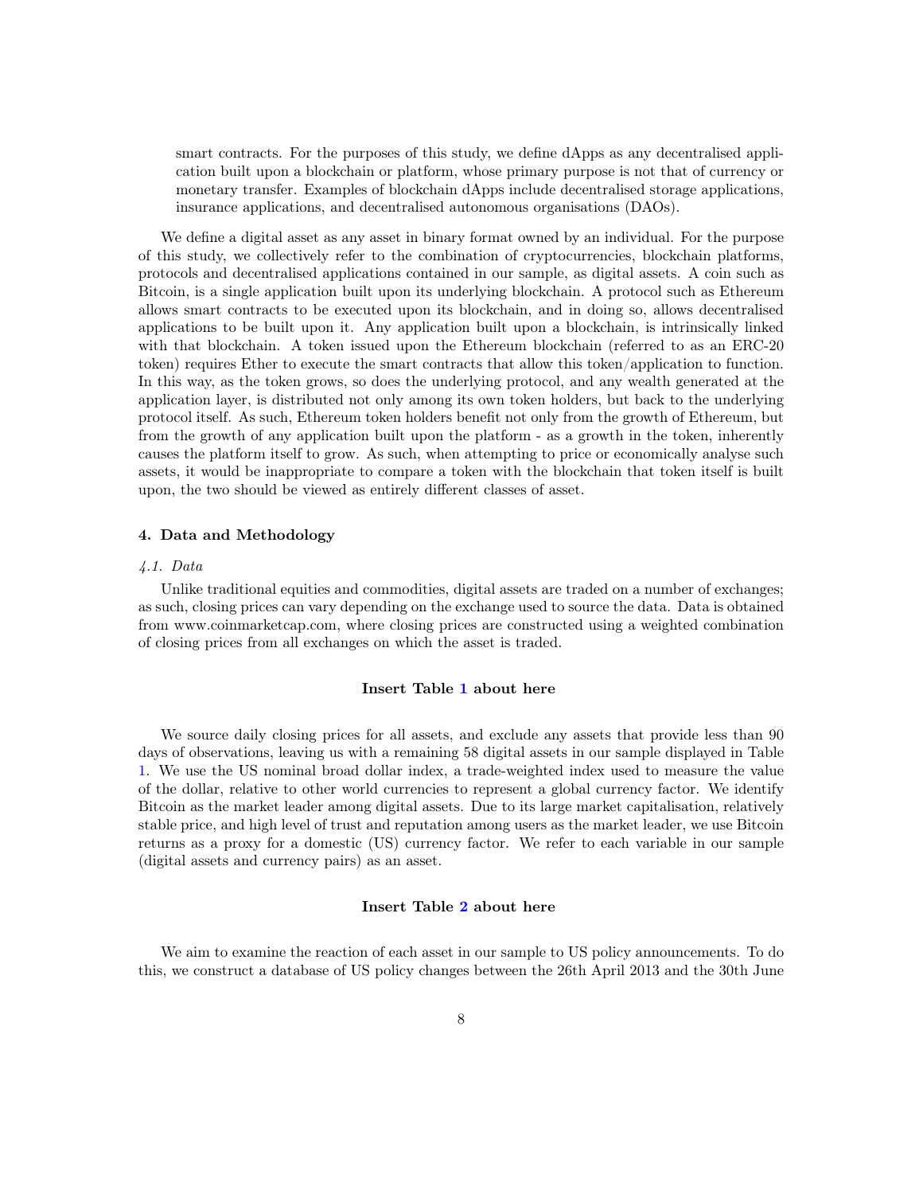smart contracts. For the purposes of this study, we define dApps as any decentralised application built upon a blockchain or platform, whose primary purpose is not that of currency or monetary transfer. Examples of blockchain dApps include decentralised storage applications, insurance applications, and decentralised autonomous organisations (DAOs).

We define a digital asset as any asset in binary format owned by an individual. For the purpose of this study, we collectively refer to the combination of cryptocurrencies, blockchain platforms, protocols and decentralised applications contained in our sample, as digital assets. A coin such as Bitcoin, is a single application built upon its underlying blockchain. A protocol such as Ethereum allows smart contracts to be executed upon its blockchain, and in doing so, allows decentralised applications to be built upon it. Any application built upon a blockchain, is intrinsically linked with that blockchain. A token issued upon the Ethereum blockchain (referred to as an ERC-20 token) requires Ether to execute the smart contracts that allow this token/application to function. In this way, as the token grows, so does the underlying protocol, and any wealth generated at the application layer, is distributed not only among its own token holders, but back to the underlying protocol itself. As such, Ethereum token holders benefit not only from the growth of Ethereum, but from the growth of any application built upon the platform - as a growth in the token, inherently causes the platform itself to grow. As such, when attempting to price or economically analyse such assets, it would be inappropriate to compare a token with the blockchain that token itself is built upon, the two should be viewed as entirely different classes of asset.

## 4. Data and Methodology

### *4.1. Data*

Unlike traditional equities and commodities, digital assets are traded on a number of exchanges; as such, closing prices can vary depending on the exchange used to source the data. Data is obtained from www.coinmarketcap.com, where closing prices are constructed using a weighted combination of closing prices from all exchanges on which the asset is traded.

**Insert Table 1 about here**

We source daily closing prices for all assets, and exclude any assets that provide less than 90 days of observations, leaving us with a remaining 58 digital assets in our sample displayed in Table 1. We use the US nominal broad dollar index, a trade-weighted index used to measure the value of the dollar, relative to other world currencies to represent a global currency factor. We identify Bitcoin as the market leader among digital assets. Due to its large market capitalisation, relatively stable price, and high level of trust and reputation among users as the market leader, we use Bitcoin returns as a proxy for a domestic (US) currency factor. We refer to each variable in our sample (digital assets and currency pairs) as an asset.

**Insert Table 2 about here**

We aim to examine the reaction of each asset in our sample to US policy announcements. To do this, we construct a database of US policy changes between the 26th April 2013 and the 30th June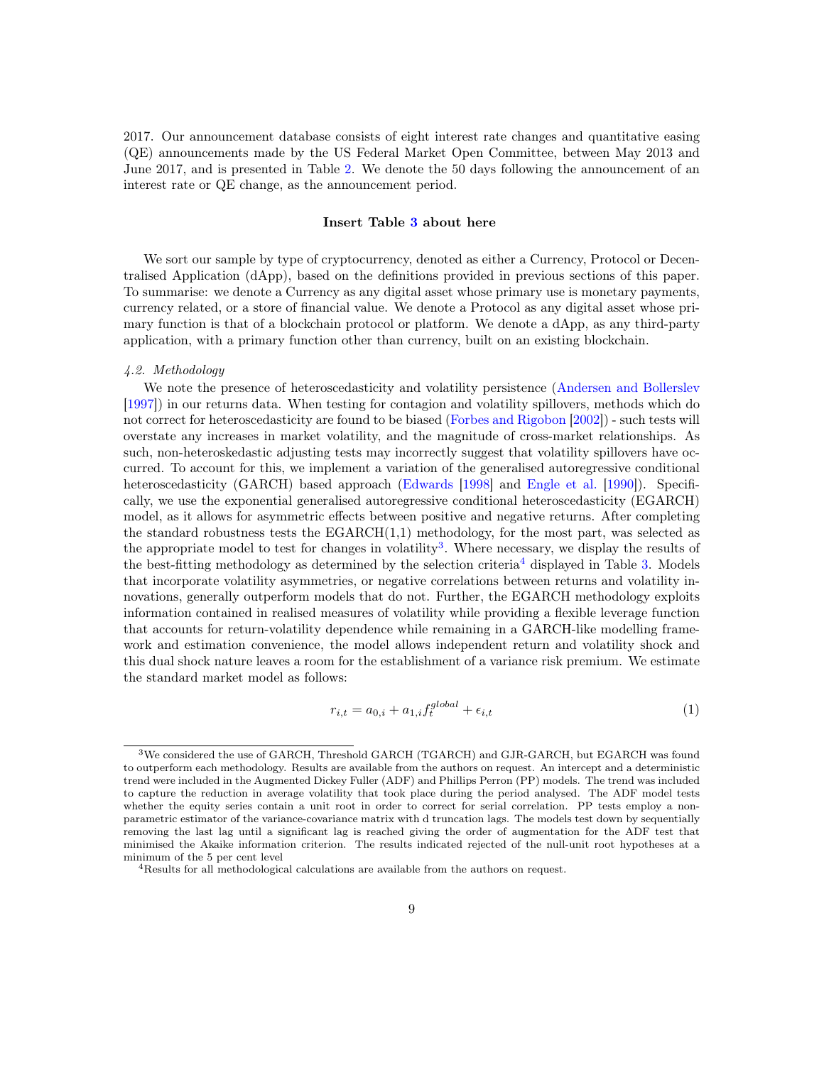2017. Our announcement database consists of eight interest rate changes and quantitative easing (QE) announcements made by the US Federal Market Open Committee, between May 2013 and June 2017, and is presented in Table 2. We denote the 50 days following the announcement of an interest rate or QE change, as the announcement period.

**Insert Table 3 about here**

We sort our sample by type of cryptocurrency, denoted as either a Currency, Protocol or Decentralised Application (dApp), based on the definitions provided in previous sections of this paper. To summarise: we denote a Currency as any digital asset whose primary use is monetary payments, currency related, or a store of financial value. We denote a Protocol as any digital asset whose primary function is that of a blockchain protocol or platform. We denote a dApp, as any third-party application, with a primary function other than currency, built on an existing blockchain.

*4.2. Methodology*

We note the presence of heteroscedasticity and volatility persistence (Andersen and Bollerslev [1997]) in our returns data. When testing for contagion and volatility spillovers, methods which do not correct for heteroscedasticity are found to be biased (Forbes and Rigobon [2002]) - such tests will overstate any increases in market volatility, and the magnitude of cross-market relationships. As such, non-heteroskedastic adjusting tests may incorrectly suggest that volatility spillovers have occurred. To account for this, we implement a variation of the generalised autoregressive conditional heteroscedasticity (GARCH) based approach (Edwards [1998] and Engle et al. [1990]). Specifically, we use the exponential generalised autoregressive conditional heteroscedasticity (EGARCH) model, as it allows for asymmetric effects between positive and negative returns. After completing the standard robustness tests the EGARCH(1,1) methodology, for the most part, was selected as the appropriate model to test for changes in volatility[3]. Where necessary, we display the results of the best-fitting methodology as determined by the selection criteria[4] displayed in Table 3. Models that incorporate volatility asymmetries, or negative correlations between returns and volatility innovations, generally outperform models that do not. Further, the EGARCH methodology exploits information contained in realised measures of volatility while providing a flexible leverage function that accounts for return-volatility dependence while remaining in a GARCH-like modelling framework and estimation convenience, the model allows independent return and volatility shock and this dual shock nature leaves a room for the establishment of a variance risk premium. We estimate the standard market model as follows:

$$r_{i,t} = a_{0,i} + a_{1,i} f_t^{global} + \epsilon_{i,t} \tag{1}$$

[3] We considered the use of GARCH, Threshold GARCH (TGARCH) and GJR-GARCH, but EGARCH was found to outperform each methodology. Results are available from the authors on request. An intercept and a deterministic trend were included in the Augmented Dickey Fuller (ADF) and Phillips Perron (PP) models. The trend was included to capture the reduction in average volatility that took place during the period analysed. The ADF model tests whether the equity series contain a unit root in order to correct for serial correlation. PP tests employ a non-parametric estimator of the variance-covariance matrix with d truncation lags. The models test down by sequentially removing the last lag until a significant lag is reached giving the order of augmentation for the ADF test that minimised the Akaike information criterion. The results indicated rejected of the null-unit root hypotheses at a minimum of the 5 per cent level

[4] Results for all methodological calculations are available from the authors on request.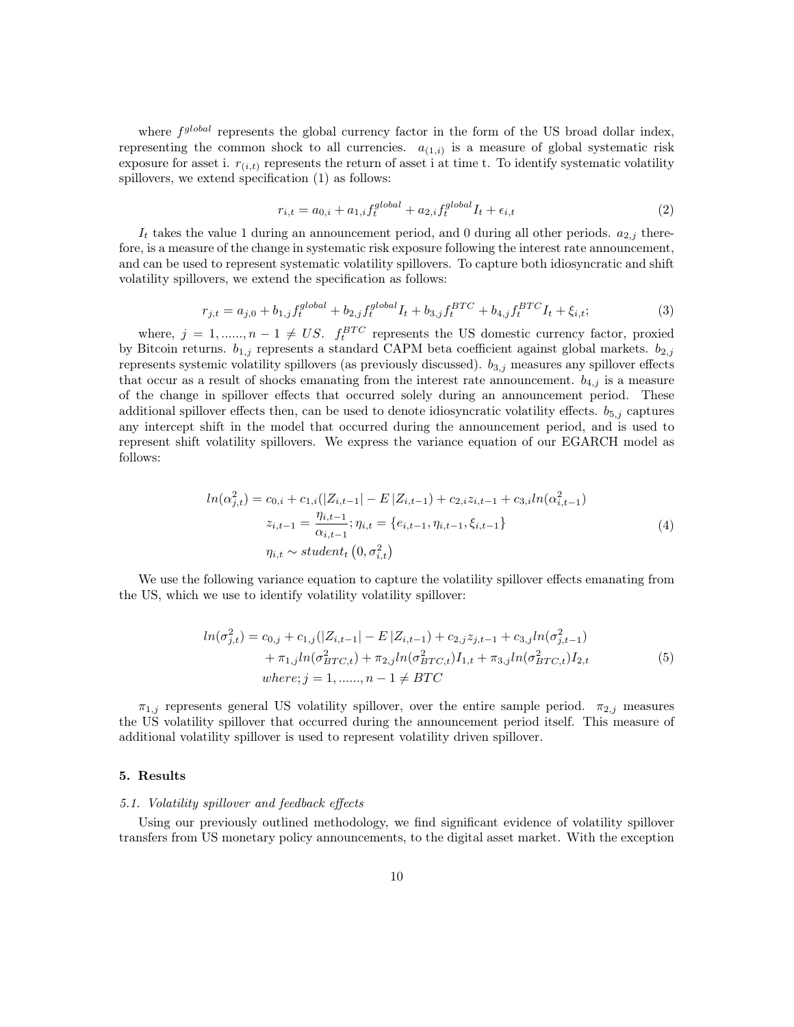where $f^{global}$ represents the global currency factor in the form of the US broad dollar index, representing the common shock to all currencies. $a_{(1,i)}$ is a measure of global systematic risk exposure for asset i. $r_{(i,t)}$ represents the return of asset i at time t. To identify systematic volatility spillovers, we extend specification (1) as follows:

$$r_{i,t} = a_{0,i} + a_{1,i} f_t^{global} + a_{2,i} f_t^{global} I_t + \epsilon_{i,t} \tag{2}$$

$I_t$ takes the value 1 during an announcement period, and 0 during all other periods. $a_{2,j}$ therefore, is a measure of the change in systematic risk exposure following the interest rate announcement, and can be used to represent systematic volatility spillovers. To capture both idiosyncratic and shift volatility spillovers, we extend the specification as follows:

$$r_{j,t} = a_{j,0} + b_{1,j} f_t^{global} + b_{2,j} f_t^{global} I_t + b_{3,j} f_t^{BTC} + b_{4,j} f_t^{BTC} I_t + \xi_{i,t}; \tag{3}$$

where, $j = 1, ......, n-1 \neq US$. $f_t^{BTC}$ represents the US domestic currency factor, proxied by Bitcoin returns. $b_{1,j}$ represents a standard CAPM beta coefficient against global markets. $b_{2,j}$ represents systemic volatility spillovers (as previously discussed). $b_{3,j}$ measures any spillover effects that occur as a result of shocks emanating from the interest rate announcement. $b_{4,j}$ is a measure of the change in spillover effects that occurred solely during an announcement period. These additional spillover effects then, can be used to denote idiosyncratic volatility effects. $b_{5,j}$ captures any intercept shift in the model that occurred during the announcement period, and is used to represent shift volatility spillovers. We express the variance equation of our EGARCH model as follows:

$$\begin{gathered}
ln(\alpha_{j,t}^2) = c_{0,i} + c_{1,i}(|Z_{i,t-1}| - E\,|Z_{i,t-1}) + c_{2,i} z_{i,t-1} + c_{3,i} ln(\alpha_{i,t-1}^2) \\
z_{i,t-1} = \frac{\eta_{i,t-1}}{\alpha_{i,t-1}}; \eta_{i,t} = \{e_{i,t-1}, \eta_{i,t-1}, \xi_{i,t-1}\} \\
\eta_{i,t} \sim student_t\left(0, \sigma_{i,t}^2\right)
\end{gathered} \tag{4}$$

We use the following variance equation to capture the volatility spillover effects emanating from the US, which we use to identify volatility volatility spillover:

$$\begin{aligned}
ln(\sigma_{j,t}^2) = c_{0,j} &+ c_{1,j}(|Z_{i,t-1}| - E\,|Z_{i,t-1}) + c_{2,j} z_{j,t-1} + c_{3,j} ln(\sigma_{j,t-1}^2) \\
&+ \pi_{1,j} ln(\sigma_{BTC,t}^2) + \pi_{2,j} ln(\sigma_{BTC,t}^2) I_{1,t} + \pi_{3,j} ln(\sigma_{BTC,t}^2) I_{2,t} \\
where; j &= 1, ......, n-1 \neq BTC
\end{aligned} \tag{5}$$

$\pi_{1,j}$ represents general US volatility spillover, over the entire sample period. $\pi_{2,j}$ measures the US volatility spillover that occurred during the announcement period itself. This measure of additional volatility spillover is used to represent volatility driven spillover.

## 5. Results

### 5.1. Volatility spillover and feedback effects

Using our previously outlined methodology, we find significant evidence of volatility spillover transfers from US monetary policy announcements, to the digital asset market. With the exception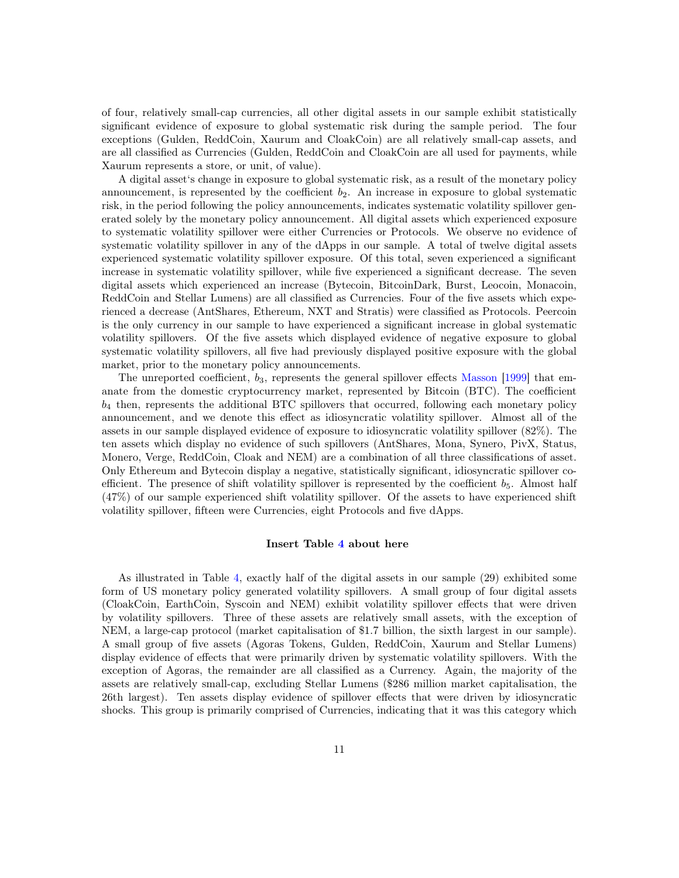of four, relatively small-cap currencies, all other digital assets in our sample exhibit statistically significant evidence of exposure to global systematic risk during the sample period. The four exceptions (Gulden, ReddCoin, Xaurum and CloakCoin) are all relatively small-cap assets, and are all classified as Currencies (Gulden, ReddCoin and CloakCoin are all used for payments, while Xaurum represents a store, or unit, of value).

A digital asset‘s change in exposure to global systematic risk, as a result of the monetary policy announcement, is represented by the coefficient $b_2$. An increase in exposure to global systematic risk, in the period following the policy announcements, indicates systematic volatility spillover generated solely by the monetary policy announcement. All digital assets which experienced exposure to systematic volatility spillover were either Currencies or Protocols. We observe no evidence of systematic volatility spillover in any of the dApps in our sample. A total of twelve digital assets experienced systematic volatility spillover exposure. Of this total, seven experienced a significant increase in systematic volatility spillover, while five experienced a significant decrease. The seven digital assets which experienced an increase (Bytecoin, BitcoinDark, Burst, Leocoin, Monacoin, ReddCoin and Stellar Lumens) are all classified as Currencies. Four of the five assets which experienced a decrease (AntShares, Ethereum, NXT and Stratis) were classified as Protocols. Peercoin is the only currency in our sample to have experienced a significant increase in global systematic volatility spillovers. Of the five assets which displayed evidence of negative exposure to global systematic volatility spillovers, all five had previously displayed positive exposure with the global market, prior to the monetary policy announcements.

The unreported coefficient, $b_3$, represents the general spillover effects Masson [1999] that emanate from the domestic cryptocurrency market, represented by Bitcoin (BTC). The coefficient $b_4$ then, represents the additional BTC spillovers that occurred, following each monetary policy announcement, and we denote this effect as idiosyncratic volatility spillover. Almost all of the assets in our sample displayed evidence of exposure to idiosyncratic volatility spillover (82%). The ten assets which display no evidence of such spillovers (AntShares, Mona, Synero, PivX, Status, Monero, Verge, ReddCoin, Cloak and NEM) are a combination of all three classifications of asset. Only Ethereum and Bytecoin display a negative, statistically significant, idiosyncratic spillover coefficient. The presence of shift volatility spillover is represented by the coefficient $b_5$. Almost half (47%) of our sample experienced shift volatility spillover. Of the assets to have experienced shift volatility spillover, fifteen were Currencies, eight Protocols and five dApps.

**Insert Table 4 about here**

As illustrated in Table 4, exactly half of the digital assets in our sample (29) exhibited some form of US monetary policy generated volatility spillovers. A small group of four digital assets (CloakCoin, EarthCoin, Syscoin and NEM) exhibit volatility spillover effects that were driven by volatility spillovers. Three of these assets are relatively small assets, with the exception of NEM, a large-cap protocol (market capitalisation of $1.7 billion, the sixth largest in our sample). A small group of five assets (Agoras Tokens, Gulden, ReddCoin, Xaurum and Stellar Lumens) display evidence of effects that were primarily driven by systematic volatility spillovers. With the exception of Agoras, the remainder are all classified as a Currency. Again, the majority of the assets are relatively small-cap, excluding Stellar Lumens ($286 million market capitalisation, the 26th largest). Ten assets display evidence of spillover effects that were driven by idiosyncratic shocks. This group is primarily comprised of Currencies, indicating that it was this category which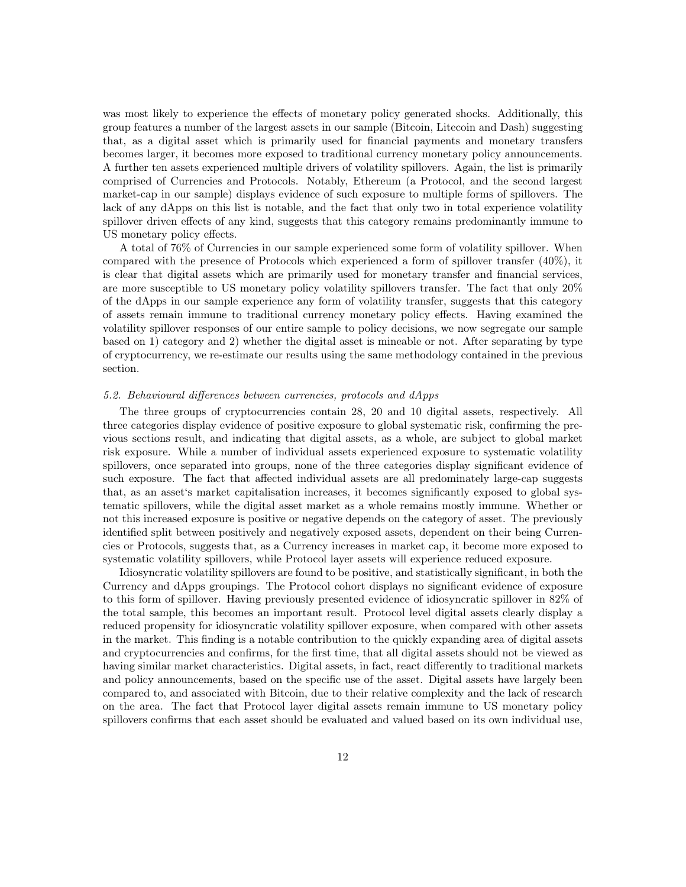was most likely to experience the effects of monetary policy generated shocks. Additionally, this group features a number of the largest assets in our sample (Bitcoin, Litecoin and Dash) suggesting that, as a digital asset which is primarily used for financial payments and monetary transfers becomes larger, it becomes more exposed to traditional currency monetary policy announcements. A further ten assets experienced multiple drivers of volatility spillovers. Again, the list is primarily comprised of Currencies and Protocols. Notably, Ethereum (a Protocol, and the second largest market-cap in our sample) displays evidence of such exposure to multiple forms of spillovers. The lack of any dApps on this list is notable, and the fact that only two in total experience volatility spillover driven effects of any kind, suggests that this category remains predominantly immune to US monetary policy effects.

A total of 76% of Currencies in our sample experienced some form of volatility spillover. When compared with the presence of Protocols which experienced a form of spillover transfer (40%), it is clear that digital assets which are primarily used for monetary transfer and financial services, are more susceptible to US monetary policy volatility spillovers transfer. The fact that only 20% of the dApps in our sample experience any form of volatility transfer, suggests that this category of assets remain immune to traditional currency monetary policy effects. Having examined the volatility spillover responses of our entire sample to policy decisions, we now segregate our sample based on 1) category and 2) whether the digital asset is mineable or not. After separating by type of cryptocurrency, we re-estimate our results using the same methodology contained in the previous section.

### *5.2. Behavioural differences between currencies, protocols and dApps*

The three groups of cryptocurrencies contain 28, 20 and 10 digital assets, respectively. All three categories display evidence of positive exposure to global systematic risk, confirming the previous sections result, and indicating that digital assets, as a whole, are subject to global market risk exposure. While a number of individual assets experienced exposure to systematic volatility spillovers, once separated into groups, none of the three categories display significant evidence of such exposure. The fact that affected individual assets are all predominately large-cap suggests that, as an asset's market capitalisation increases, it becomes significantly exposed to global systematic spillovers, while the digital asset market as a whole remains mostly immune. Whether or not this increased exposure is positive or negative depends on the category of asset. The previously identified split between positively and negatively exposed assets, dependent on their being Currencies or Protocols, suggests that, as a Currency increases in market cap, it become more exposed to systematic volatility spillovers, while Protocol layer assets will experience reduced exposure.

Idiosyncratic volatility spillovers are found to be positive, and statistically significant, in both the Currency and dApps groupings. The Protocol cohort displays no significant evidence of exposure to this form of spillover. Having previously presented evidence of idiosyncratic spillover in 82% of the total sample, this becomes an important result. Protocol level digital assets clearly display a reduced propensity for idiosyncratic volatility spillover exposure, when compared with other assets in the market. This finding is a notable contribution to the quickly expanding area of digital assets and cryptocurrencies and confirms, for the first time, that all digital assets should not be viewed as having similar market characteristics. Digital assets, in fact, react differently to traditional markets and policy announcements, based on the specific use of the asset. Digital assets have largely been compared to, and associated with Bitcoin, due to their relative complexity and the lack of research on the area. The fact that Protocol layer digital assets remain immune to US monetary policy spillovers confirms that each asset should be evaluated and valued based on its own individual use,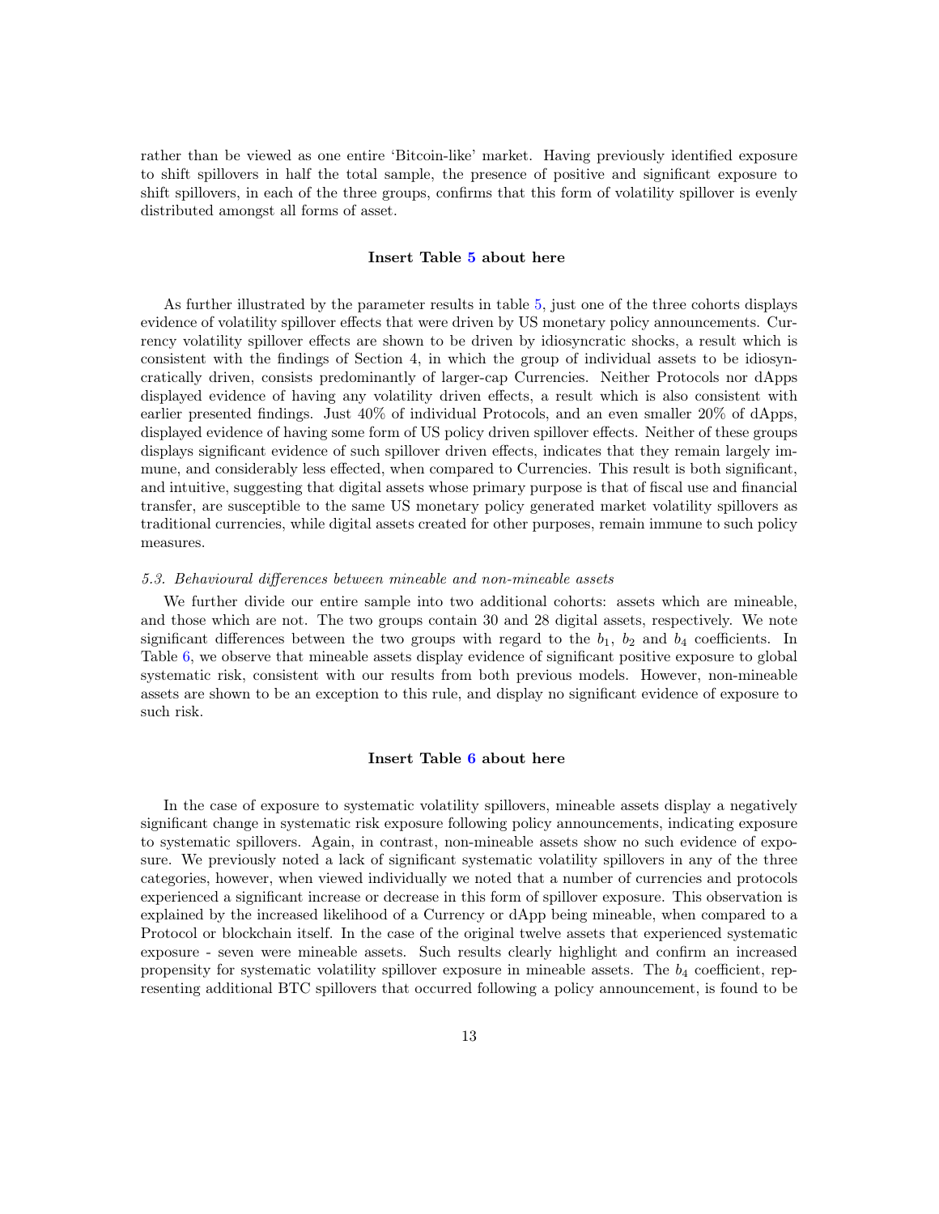rather than be viewed as one entire 'Bitcoin-like' market. Having previously identified exposure to shift spillovers in half the total sample, the presence of positive and significant exposure to shift spillovers, in each of the three groups, confirms that this form of volatility spillover is evenly distributed amongst all forms of asset.

**Insert Table 5 about here**

As further illustrated by the parameter results in table 5, just one of the three cohorts displays evidence of volatility spillover effects that were driven by US monetary policy announcements. Currency volatility spillover effects are shown to be driven by idiosyncratic shocks, a result which is consistent with the findings of Section 4, in which the group of individual assets to be idiosyncratically driven, consists predominantly of larger-cap Currencies. Neither Protocols nor dApps displayed evidence of having any volatility driven effects, a result which is also consistent with earlier presented findings. Just 40% of individual Protocols, and an even smaller 20% of dApps, displayed evidence of having some form of US policy driven spillover effects. Neither of these groups displays significant evidence of such spillover driven effects, indicates that they remain largely immune, and considerably less effected, when compared to Currencies. This result is both significant, and intuitive, suggesting that digital assets whose primary purpose is that of fiscal use and financial transfer, are susceptible to the same US monetary policy generated market volatility spillovers as traditional currencies, while digital assets created for other purposes, remain immune to such policy measures.

### *5.3. Behavioural differences between mineable and non-mineable assets*

We further divide our entire sample into two additional cohorts: assets which are mineable, and those which are not. The two groups contain 30 and 28 digital assets, respectively. We note significant differences between the two groups with regard to the $b_1$, $b_2$ and $b_4$ coefficients. In Table 6, we observe that mineable assets display evidence of significant positive exposure to global systematic risk, consistent with our results from both previous models. However, non-mineable assets are shown to be an exception to this rule, and display no significant evidence of exposure to such risk.

**Insert Table 6 about here**

In the case of exposure to systematic volatility spillovers, mineable assets display a negatively significant change in systematic risk exposure following policy announcements, indicating exposure to systematic spillovers. Again, in contrast, non-mineable assets show no such evidence of exposure. We previously noted a lack of significant systematic volatility spillovers in any of the three categories, however, when viewed individually we noted that a number of currencies and protocols experienced a significant increase or decrease in this form of spillover exposure. This observation is explained by the increased likelihood of a Currency or dApp being mineable, when compared to a Protocol or blockchain itself. In the case of the original twelve assets that experienced systematic exposure - seven were mineable assets. Such results clearly highlight and confirm an increased propensity for systematic volatility spillover exposure in mineable assets. The $b_4$ coefficient, representing additional BTC spillovers that occurred following a policy announcement, is found to be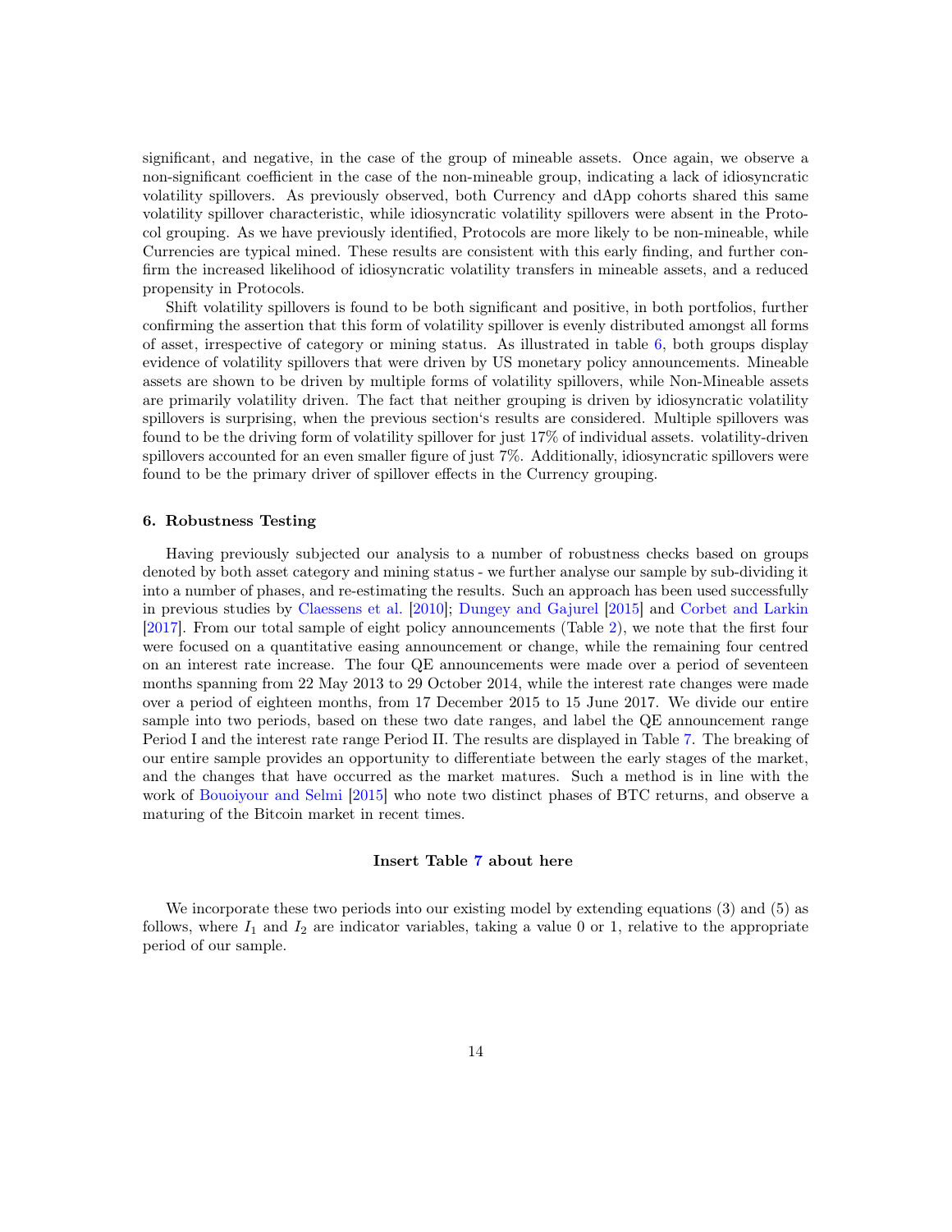significant, and negative, in the case of the group of mineable assets. Once again, we observe a non-significant coefficient in the case of the non-mineable group, indicating a lack of idiosyncratic volatility spillovers. As previously observed, both Currency and dApp cohorts shared this same volatility spillover characteristic, while idiosyncratic volatility spillovers were absent in the Protocol grouping. As we have previously identified, Protocols are more likely to be non-mineable, while Currencies are typical mined. These results are consistent with this early finding, and further confirm the increased likelihood of idiosyncratic volatility transfers in mineable assets, and a reduced propensity in Protocols.

Shift volatility spillovers is found to be both significant and positive, in both portfolios, further confirming the assertion that this form of volatility spillover is evenly distributed amongst all forms of asset, irrespective of category or mining status. As illustrated in table 6, both groups display evidence of volatility spillovers that were driven by US monetary policy announcements. Mineable assets are shown to be driven by multiple forms of volatility spillovers, while Non-Mineable assets are primarily volatility driven. The fact that neither grouping is driven by idiosyncratic volatility spillovers is surprising, when the previous section's results are considered. Multiple spillovers was found to be the driving form of volatility spillover for just 17% of individual assets. volatility-driven spillovers accounted for an even smaller figure of just 7%. Additionally, idiosyncratic spillovers were found to be the primary driver of spillover effects in the Currency grouping.

#### 6. Robustness Testing

Having previously subjected our analysis to a number of robustness checks based on groups denoted by both asset category and mining status - we further analyse our sample by sub-dividing it into a number of phases, and re-estimating the results. Such an approach has been used successfully in previous studies by Claessens et al. [2010]; Dungey and Gajurel [2015] and Corbet and Larkin [2017]. From our total sample of eight policy announcements (Table 2), we note that the first four were focused on a quantitative easing announcement or change, while the remaining four centred on an interest rate increase. The four QE announcements were made over a period of seventeen months spanning from 22 May 2013 to 29 October 2014, while the interest rate changes were made over a period of eighteen months, from 17 December 2015 to 15 June 2017. We divide our entire sample into two periods, based on these two date ranges, and label the QE announcement range Period I and the interest rate range Period II. The results are displayed in Table 7. The breaking of our entire sample provides an opportunity to differentiate between the early stages of the market, and the changes that have occurred as the market matures. Such a method is in line with the work of Bouoiyour and Selmi [2015] who note two distinct phases of BTC returns, and observe a maturing of the Bitcoin market in recent times.

**Insert Table 7 about here**

We incorporate these two periods into our existing model by extending equations (3) and (5) as follows, where $I_1$ and $I_2$ are indicator variables, taking a value 0 or 1, relative to the appropriate period of our sample.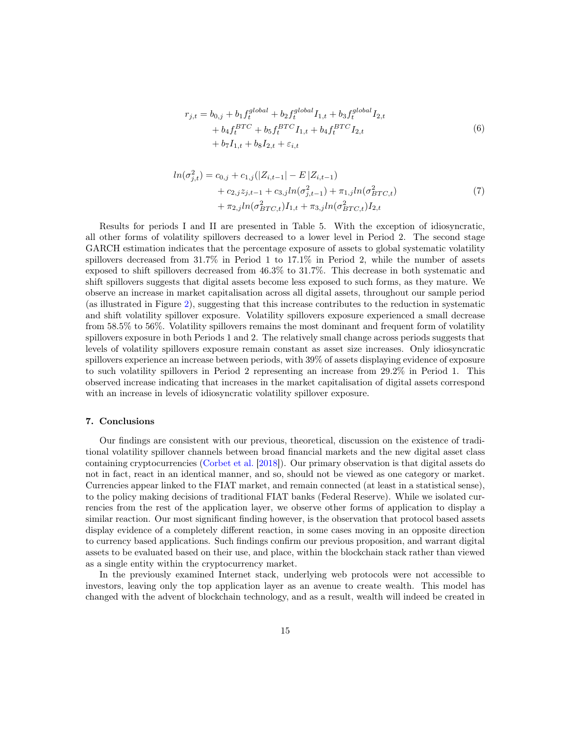$$
\begin{aligned}
r_{j,t} = b_{0,j} &+ b_1 f_t^{global} + b_2 f_t^{global} I_{1,t} + b_3 f_t^{global} I_{2,t} \\
&+ b_4 f_t^{BTC} + b_5 f_t^{BTC} I_{1,t} + b_4 f_t^{BTC} I_{2,t} \\
&+ b_7 I_{1,t} + b_8 I_{2,t} + \varepsilon_{i,t}
\end{aligned} \tag{6}
$$

$$
\begin{aligned}
ln(\sigma_{j,t}^2) = c_{0,j} &+ c_{1,j}(|Z_{i,t-1}| - E\,|Z_{i,t-1}) \\
&+ c_{2,j} z_{j,t-1} + c_{3,j} ln(\sigma_{j,t-1}^2) + \pi_{1,j} ln(\sigma_{BTC,t}^2) \\
&+ \pi_{2,j} ln(\sigma_{BTC,t}^2) I_{1,t} + \pi_{3,j} ln(\sigma_{BTC,t}^2) I_{2,t}
\end{aligned} \tag{7}
$$

Results for periods I and II are presented in Table 5. With the exception of idiosyncratic, all other forms of volatility spillovers decreased to a lower level in Period 2. The second stage GARCH estimation indicates that the percentage exposure of assets to global systematic volatility spillovers decreased from 31.7% in Period 1 to 17.1% in Period 2, while the number of assets exposed to shift spillovers decreased from 46.3% to 31.7%. This decrease in both systematic and shift spillovers suggests that digital assets become less exposed to such forms, as they mature. We observe an increase in market capitalisation across all digital assets, throughout our sample period (as illustrated in Figure 2), suggesting that this increase contributes to the reduction in systematic and shift volatility spillover exposure. Volatility spillovers exposure experienced a small decrease from 58.5% to 56%. Volatility spillovers remains the most dominant and frequent form of volatility spillovers exposure in both Periods 1 and 2. The relatively small change across periods suggests that levels of volatility spillovers exposure remain constant as asset size increases. Only idiosyncratic spillovers experience an increase between periods, with 39% of assets displaying evidence of exposure to such volatility spillovers in Period 2 representing an increase from 29.2% in Period 1. This observed increase indicating that increases in the market capitalisation of digital assets correspond with an increase in levels of idiosyncratic volatility spillover exposure.

## 7. Conclusions

Our findings are consistent with our previous, theoretical, discussion on the existence of traditional volatility spillover channels between broad financial markets and the new digital asset class containing cryptocurrencies (Corbet et al. [2018]). Our primary observation is that digital assets do not in fact, react in an identical manner, and so, should not be viewed as one category or market. Currencies appear linked to the FIAT market, and remain connected (at least in a statistical sense), to the policy making decisions of traditional FIAT banks (Federal Reserve). While we isolated currencies from the rest of the application layer, we observe other forms of application to display a similar reaction. Our most significant finding however, is the observation that protocol based assets display evidence of a completely different reaction, in some cases moving in an opposite direction to currency based applications. Such findings confirm our previous proposition, and warrant digital assets to be evaluated based on their use, and place, within the blockchain stack rather than viewed as a single entity within the cryptocurrency market.

In the previously examined Internet stack, underlying web protocols were not accessible to investors, leaving only the top application layer as an avenue to create wealth. This model has changed with the advent of blockchain technology, and as a result, wealth will indeed be created in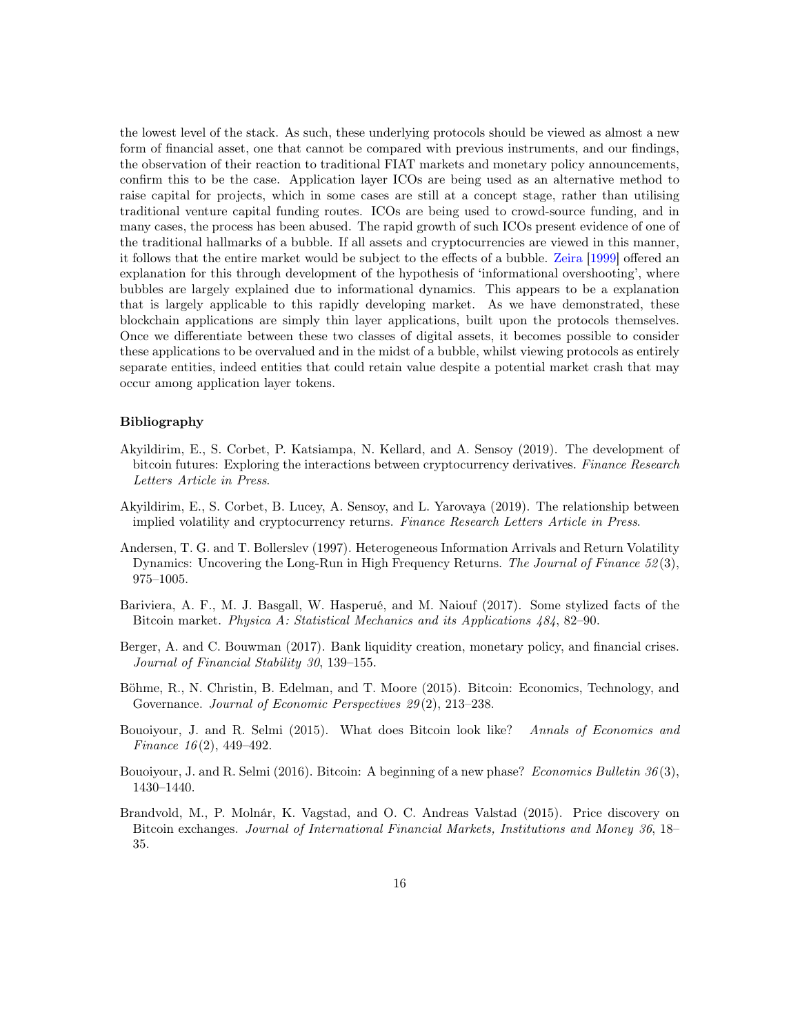the lowest level of the stack. As such, these underlying protocols should be viewed as almost a new form of financial asset, one that cannot be compared with previous instruments, and our findings, the observation of their reaction to traditional FIAT markets and monetary policy announcements, confirm this to be the case. Application layer ICOs are being used as an alternative method to raise capital for projects, which in some cases are still at a concept stage, rather than utilising traditional venture capital funding routes. ICOs are being used to crowd-source funding, and in many cases, the process has been abused. The rapid growth of such ICOs present evidence of one of the traditional hallmarks of a bubble. If all assets and cryptocurrencies are viewed in this manner, it follows that the entire market would be subject to the effects of a bubble. Zeira [1999] offered an explanation for this through development of the hypothesis of 'informational overshooting', where bubbles are largely explained due to informational dynamics. This appears to be a explanation that is largely applicable to this rapidly developing market. As we have demonstrated, these blockchain applications are simply thin layer applications, built upon the protocols themselves. Once we differentiate between these two classes of digital assets, it becomes possible to consider these applications to be overvalued and in the midst of a bubble, whilst viewing protocols as entirely separate entities, indeed entities that could retain value despite a potential market crash that may occur among application layer tokens.

### Bibliography

Akyildirim, E., S. Corbet, P. Katsiampa, N. Kellard, and A. Sensoy (2019). The development of bitcoin futures: Exploring the interactions between cryptocurrency derivatives. *Finance Research Letters Article in Press*.

Akyildirim, E., S. Corbet, B. Lucey, A. Sensoy, and L. Yarovaya (2019). The relationship between implied volatility and cryptocurrency returns. *Finance Research Letters Article in Press*.

Andersen, T. G. and T. Bollerslev (1997). Heterogeneous Information Arrivals and Return Volatility Dynamics: Uncovering the Long-Run in High Frequency Returns. *The Journal of Finance 52*(3), 975–1005.

Bariviera, A. F., M. J. Basgall, W. Hasperué, and M. Naiouf (2017). Some stylized facts of the Bitcoin market. *Physica A: Statistical Mechanics and its Applications 484*, 82–90.

Berger, A. and C. Bouwman (2017). Bank liquidity creation, monetary policy, and financial crises. *Journal of Financial Stability 30*, 139–155.

Böhme, R., N. Christin, B. Edelman, and T. Moore (2015). Bitcoin: Economics, Technology, and Governance. *Journal of Economic Perspectives 29*(2), 213–238.

Bouoiyour, J. and R. Selmi (2015). What does Bitcoin look like? *Annals of Economics and Finance 16*(2), 449–492.

Bouoiyour, J. and R. Selmi (2016). Bitcoin: A beginning of a new phase? *Economics Bulletin 36*(3), 1430–1440.

Brandvold, M., P. Molnár, K. Vagstad, and O. C. Andreas Valstad (2015). Price discovery on Bitcoin exchanges. *Journal of International Financial Markets, Institutions and Money 36*, 18–35.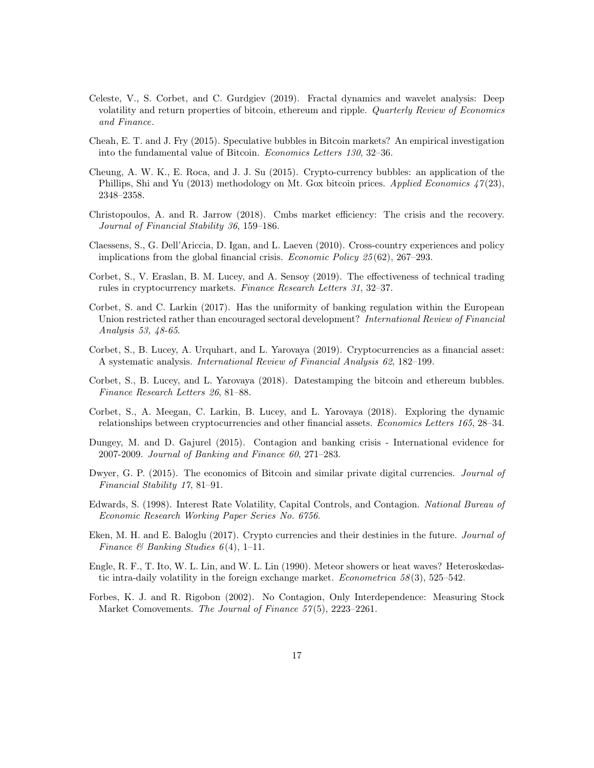Celeste, V., S. Corbet, and C. Gurdgiev (2019). Fractal dynamics and wavelet analysis: Deep volatility and return properties of bitcoin, ethereum and ripple. *Quarterly Review of Economics and Finance*.

Cheah, E. T. and J. Fry (2015). Speculative bubbles in Bitcoin markets? An empirical investigation into the fundamental value of Bitcoin. *Economics Letters 130*, 32–36.

Cheung, A. W. K., E. Roca, and J. J. Su (2015). Crypto-currency bubbles: an application of the Phillips, Shi and Yu (2013) methodology on Mt. Gox bitcoin prices. *Applied Economics 47*(23), 2348–2358.

Christopoulos, A. and R. Jarrow (2018). Cmbs market efficiency: The crisis and the recovery. *Journal of Financial Stability 36*, 159–186.

Claessens, S., G. Dell'Ariccia, D. Igan, and L. Laeven (2010). Cross-country experiences and policy implications from the global financial crisis. *Economic Policy 25*(62), 267–293.

Corbet, S., V. Eraslan, B. M. Lucey, and A. Sensoy (2019). The effectiveness of technical trading rules in cryptocurrency markets. *Finance Research Letters 31*, 32–37.

Corbet, S. and C. Larkin (2017). Has the uniformity of banking regulation within the European Union restricted rather than encouraged sectoral development? *International Review of Financial Analysis 53, 48-65*.

Corbet, S., B. Lucey, A. Urquhart, and L. Yarovaya (2019). Cryptocurrencies as a financial asset: A systematic analysis. *International Review of Financial Analysis 62*, 182–199.

Corbet, S., B. Lucey, and L. Yarovaya (2018). Datestamping the bitcoin and ethereum bubbles. *Finance Research Letters 26*, 81–88.

Corbet, S., A. Meegan, C. Larkin, B. Lucey, and L. Yarovaya (2018). Exploring the dynamic relationships between cryptocurrencies and other financial assets. *Economics Letters 165*, 28–34.

Dungey, M. and D. Gajurel (2015). Contagion and banking crisis - International evidence for 2007-2009. *Journal of Banking and Finance 60*, 271–283.

Dwyer, G. P. (2015). The economics of Bitcoin and similar private digital currencies. *Journal of Financial Stability 17*, 81–91.

Edwards, S. (1998). Interest Rate Volatility, Capital Controls, and Contagion. *National Bureau of Economic Research Working Paper Series No. 6756*.

Eken, M. H. and E. Baloglu (2017). Crypto currencies and their destinies in the future. *Journal of Finance & Banking Studies 6*(4), 1–11.

Engle, R. F., T. Ito, W. L. Lin, and W. L. Lin (1990). Meteor showers or heat waves? Heteroskedastic intra-daily volatility in the foreign exchange market. *Econometrica 58*(3), 525–542.

Forbes, K. J. and R. Rigobon (2002). No Contagion, Only Interdependence: Measuring Stock Market Comovements. *The Journal of Finance 57*(5), 2223–2261.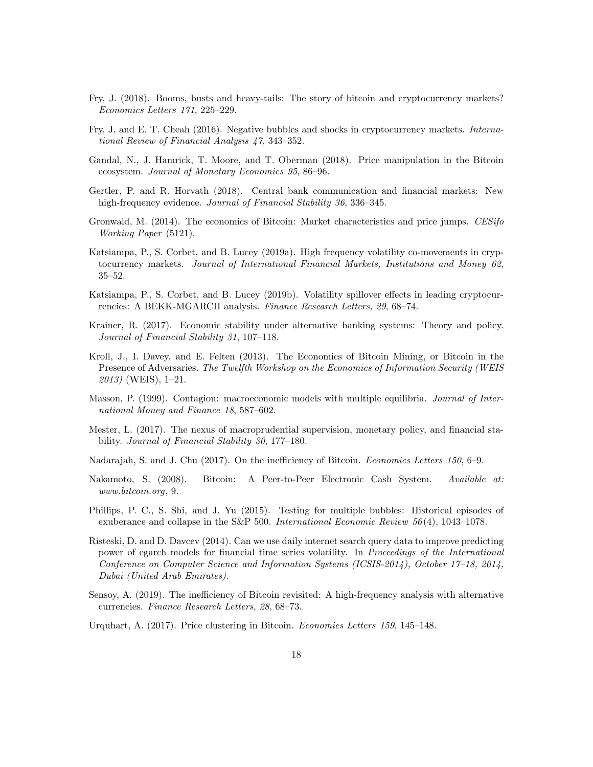Fry, J. (2018). Booms, busts and heavy-tails: The story of bitcoin and cryptocurrency markets? *Economics Letters 171*, 225–229.

Fry, J. and E. T. Cheah (2016). Negative bubbles and shocks in cryptocurrency markets. *International Review of Financial Analysis 47*, 343–352.

Gandal, N., J. Hamrick, T. Moore, and T. Oberman (2018). Price manipulation in the Bitcoin ecosystem. *Journal of Monetary Economics 95*, 86–96.

Gertler, P. and R. Horvath (2018). Central bank communication and financial markets: New high-frequency evidence. *Journal of Financial Stability 36*, 336–345.

Gronwald, M. (2014). The economics of Bitcoin: Market characteristics and price jumps. *CESifo Working Paper* (5121).

Katsiampa, P., S. Corbet, and B. Lucey (2019a). High frequency volatility co-movements in cryptocurrency markets. *Journal of International Financial Markets, Institutions and Money 62*, 35–52.

Katsiampa, P., S. Corbet, and B. Lucey (2019b). Volatility spillover effects in leading cryptocurrencies: A BEKK-MGARCH analysis. *Finance Research Letters, 29*, 68–74.

Krainer, R. (2017). Economic stability under alternative banking systems: Theory and policy. *Journal of Financial Stability 31*, 107–118.

Kroll, J., I. Davey, and E. Felten (2013). The Economics of Bitcoin Mining, or Bitcoin in the Presence of Adversaries. *The Twelfth Workshop on the Economics of Information Security (WEIS 2013)* (WEIS), 1–21.

Masson, P. (1999). Contagion: macroeconomic models with multiple equilibria. *Journal of International Money and Finance 18*, 587–602.

Mester, L. (2017). The nexus of macroprudential supervision, monetary policy, and financial stability. *Journal of Financial Stability 30*, 177–180.

Nadarajah, S. and J. Chu (2017). On the inefficiency of Bitcoin. *Economics Letters 150*, 6–9.

Nakamoto, S. (2008). Bitcoin: A Peer-to-Peer Electronic Cash System. *Available at: www.bitcoin.org*, 9.

Phillips, P. C., S. Shi, and J. Yu (2015). Testing for multiple bubbles: Historical episodes of exuberance and collapse in the S&P 500. *International Economic Review 56*(4), 1043–1078.

Risteski, D. and D. Davcev (2014). Can we use daily internet search query data to improve predicting power of egarch models for financial time series volatility. In *Proceedings of the International Conference on Computer Science and Information Systems (ICSIS-2014), October 17–18, 2014, Dubai (United Arab Emirates).*

Sensoy, A. (2019). The inefficiency of Bitcoin revisited: A high-frequency analysis with alternative currencies. *Finance Research Letters, 28*, 68–73.

Urquhart, A. (2017). Price clustering in Bitcoin. *Economics Letters 159*, 145–148.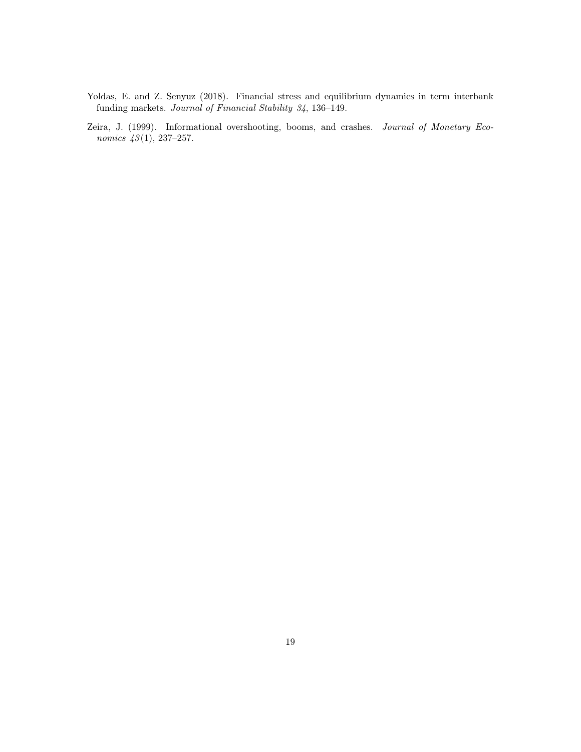Yoldas, E. and Z. Senyuz (2018). Financial stress and equilibrium dynamics in term interbank funding markets. *Journal of Financial Stability 34*, 136–149.

Zeira, J. (1999). Informational overshooting, booms, and crashes. *Journal of Monetary Economics 43*(1), 237–257.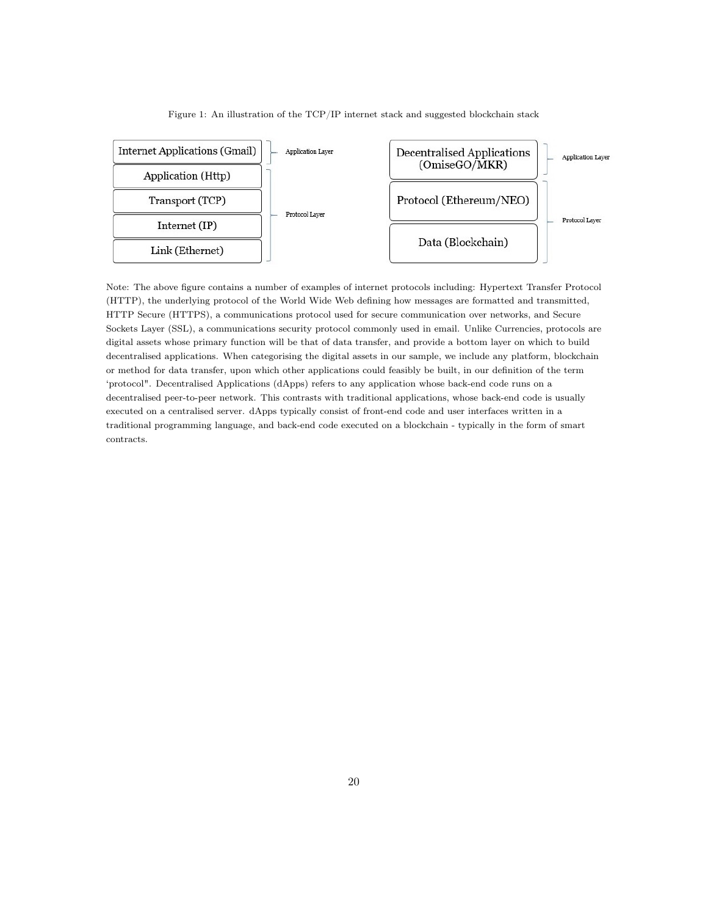Figure 1: An illustration of the TCP/IP internet stack and suggested blockchain stack

| TCP/IP internet stack | | Suggested blockchain stack | |
|---|---|---|---|
| Internet Applications (Gmail) | Application Layer | Decentralised Applications (OmiseGO/MKR) | Application Layer |
| Application (Http) | Protocol Layer | Protocol (Ethereum/NEO) | Protocol Layer |
| Transport (TCP) | Protocol Layer | Data (Blockchain) | Protocol Layer |
| Internet (IP) | Protocol Layer | | |
| Link (Ethernet) | Protocol Layer | | |

Note: The above figure contains a number of examples of internet protocols including: Hypertext Transfer Protocol (HTTP), the underlying protocol of the World Wide Web defining how messages are formatted and transmitted, HTTP Secure (HTTPS), a communications protocol used for secure communication over networks, and Secure Sockets Layer (SSL), a communications security protocol commonly used in email. Unlike Currencies, protocols are digital assets whose primary function will be that of data transfer, and provide a bottom layer on which to build decentralised applications. When categorising the digital assets in our sample, we include any platform, blockchain or method for data transfer, upon which other applications could feasibly be built, in our definition of the term 'protocol". Decentralised Applications (dApps) refers to any application whose back-end code runs on a decentralised peer-to-peer network. This contrasts with traditional applications, whose back-end code is usually executed on a centralised server. dApps typically consist of front-end code and user interfaces written in a traditional programming language, and back-end code executed on a blockchain - typically in the form of smart contracts.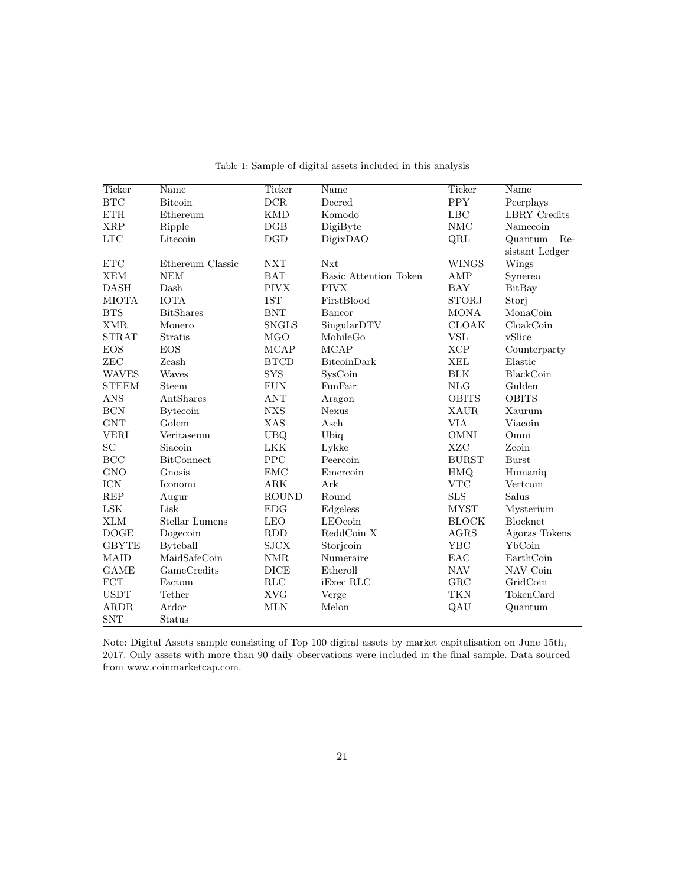Table 1: Sample of digital assets included in this analysis

| Ticker | Name | Ticker | Name | Ticker | Name |
|---|---|---|---|---|---|
| BTC | Bitcoin | DCR | Decred | PPY | Peerplays |
| ETH | Ethereum | KMD | Komodo | LBC | LBRY Credits |
| XRP | Ripple | DGB | DigiByte | NMC | Namecoin |
| LTC | Litecoin | DGD | DigixDAO | QRL | Quantum Resistant Ledger |
| ETC | Ethereum Classic | NXT | Nxt | WINGS | Wings |
| XEM | NEM | BAT | Basic Attention Token | AMP | Synereo |
| DASH | Dash | PIVX | PIVX | BAY | BitBay |
| MIOTA | IOTA | 1ST | FirstBlood | STORJ | Storj |
| BTS | BitShares | BNT | Bancor | MONA | MonaCoin |
| XMR | Monero | SNGLS | SingularDTV | CLOAK | CloakCoin |
| STRAT | Stratis | MGO | MobileGo | VSL | vSlice |
| EOS | EOS | MCAP | MCAP | XCP | Counterparty |
| ZEC | Zcash | BTCD | BitcoinDark | XEL | Elastic |
| WAVES | Waves | SYS | SysCoin | BLK | BlackCoin |
| STEEM | Steem | FUN | FunFair | NLG | Gulden |
| ANS | AntShares | ANT | Aragon | OBITS | OBITS |
| BCN | Bytecoin | NXS | Nexus | XAUR | Xaurum |
| GNT | Golem | XAS | Asch | VIA | Viacoin |
| VERI | Veritaseum | UBQ | Ubiq | OMNI | Omni |
| SC | Siacoin | LKK | Lykke | XZC | Zcoin |
| BCC | BitConnect | PPC | Peercoin | BURST | Burst |
| GNO | Gnosis | EMC | Emercoin | HMQ | Humaniq |
| ICN | Iconomi | ARK | Ark | VTC | Vertcoin |
| REP | Augur | ROUND | Round | SLS | Salus |
| LSK | Lisk | EDG | Edgeless | MYST | Mysterium |
| XLM | Stellar Lumens | LEO | LEOcoin | BLOCK | Blocknet |
| DOGE | Dogecoin | RDD | ReddCoin X | AGRS | Agoras Tokens |
| GBYTE | Byteball | SJCX | Storjcoin | YBC | YbCoin |
| MAID | MaidSafeCoin | NMR | Numeraire | EAC | EarthCoin |
| GAME | GameCredits | DICE | Etheroll | NAV | NAV Coin |
| FCT | Factom | RLC | iExec RLC | GRC | GridCoin |
| USDT | Tether | XVG | Verge | TKN | TokenCard |
| ARDR | Ardor | MLN | Melon | QAU | Quantum |
| SNT | Status | | | | |

Note: Digital Assets sample consisting of Top 100 digital assets by market capitalisation on June 15th, 2017. Only assets with more than 90 daily observations were included in the final sample. Data sourced from www.coinmarketcap.com.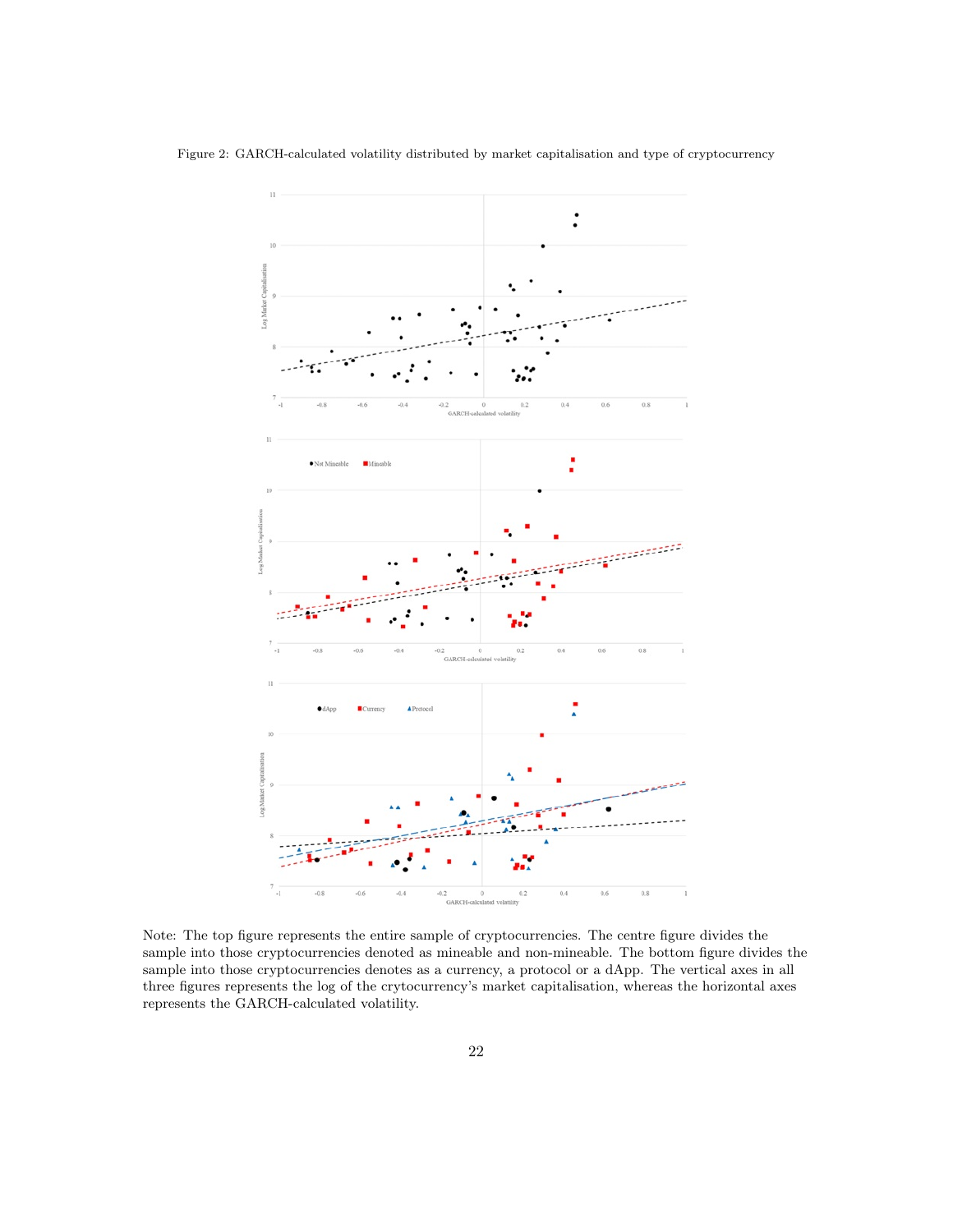Figure 2: GARCH-calculated volatility distributed by market capitalisation and type of cryptocurrency

Note: The top figure represents the entire sample of cryptocurrencies. The centre figure divides the sample into those cryptocurrencies denoted as mineable and non-mineable. The bottom figure divides the sample into those cryptocurrencies denotes as a currency, a protocol or a dApp. The vertical axes in all three figures represents the log of the crytocurrency's market capitalisation, whereas the horizontal axes represents the GARCH-calculated volatility.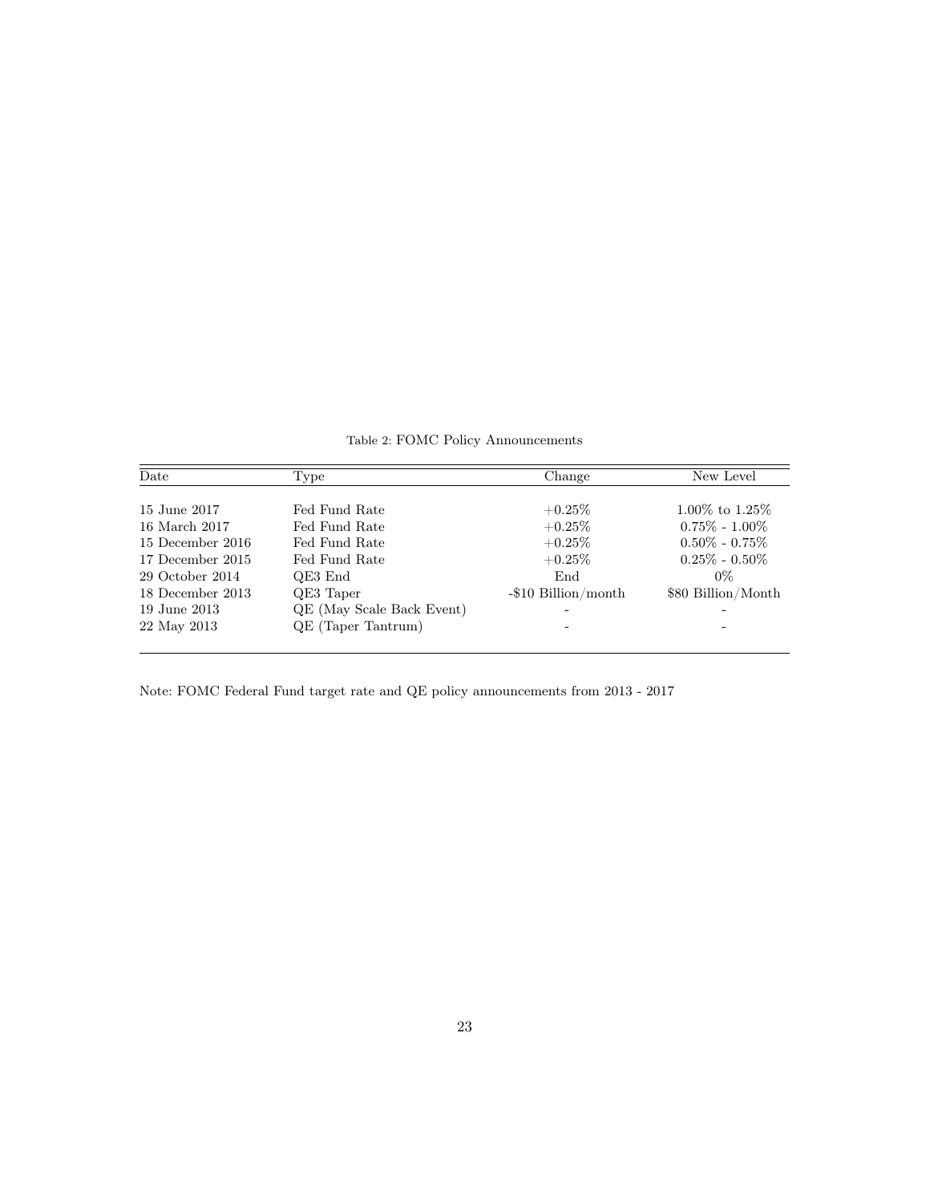Table 2: FOMC Policy Announcements

| Date | Type | Change | New Level |
|---|---|---|---|
| 15 June 2017 | Fed Fund Rate | +0.25% | 1.00% to 1.25% |
| 16 March 2017 | Fed Fund Rate | +0.25% | 0.75% - 1.00% |
| 15 December 2016 | Fed Fund Rate | +0.25% | 0.50% - 0.75% |
| 17 December 2015 | Fed Fund Rate | +0.25% | 0.25% - 0.50% |
| 29 October 2014 | QE3 End | End | 0% |
| 18 December 2013 | QE3 Taper | -$10 Billion/month | $80 Billion/Month |
| 19 June 2013 | QE (May Scale Back Event) | - | - |
| 22 May 2013 | QE (Taper Tantrum) | - | - |

Note: FOMC Federal Fund target rate and QE policy announcements from 2013 - 2017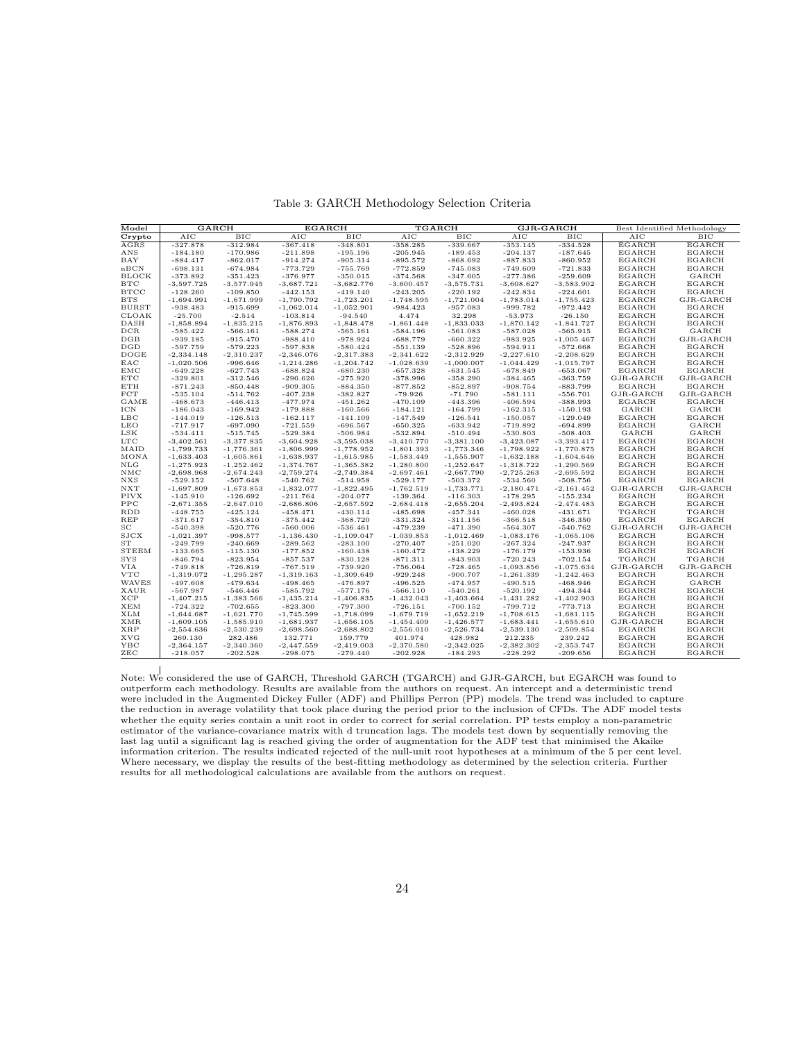Table 3: GARCH Methodology Selection Criteria

| Model | GARCH | | EGARCH | | TGARCH | | GJR-GARCH | | Best Identified Methodology | |
|---|---|---|---|---|---|---|---|---|---|---|
| Crypto | AIC | BIC | AIC | BIC | AIC | BIC | AIC | BIC | AIC | BIC |
| AGRS | -327.878 | -312.984 | -367.418 | -348.801 | -358.285 | -339.667 | -353.145 | -334.528 | EGARCH | EGARCH |
| ANS | -184.180 | -170.986 | -211.898 | -195.196 | -205.945 | -189.453 | -204.137 | -187.645 | EGARCH | EGARCH |
| BAY | -884.417 | -862.017 | -914.274 | -905.314 | -895.572 | -868.692 | -887.833 | -860.952 | EGARCH | EGARCH |
| nBCN | -698.131 | -674.984 | -773.729 | -755.769 | -772.859 | -745.083 | -749.609 | -721.833 | EGARCH | EGARCH |
| BLOCK | -373.892 | -351.423 | -376.977 | -350.015 | -374.568 | -347.605 | -277.386 | -259.609 | EGARCH | GARCH |
| BTC | -3,597.725 | -3,577.945 | -3,687.721 | -3,682.776 | -3,600.457 | -3,575.731 | -3,608.627 | -3,583.902 | EGARCH | EGARCH |
| BTCC | -128.260 | -109.850 | -442.153 | -419.140 | -243.205 | -220.192 | -242.834 | -224.601 | EGARCH | EGARCH |
| BTS | -1,694.991 | -1,671.999 | -1,790.792 | -1,723.201 | -1,748.595 | -1,721.004 | -1,783.014 | -1,755.423 | EGARCH | GJR-GARCH |
| BURST | -938.483 | -915.699 | -1,062.014 | -1,052.901 | -984.423 | -957.083 | -999.782 | -972.442 | EGARCH | EGARCH |
| CLOAK | -25.700 | -2.514 | -103.814 | -94.540 | 4.474 | 32.298 | -53.973 | -26.150 | EGARCH | EGARCH |
| DASH | -1,858.894 | -1,835.215 | -1,876.893 | -1,848.478 | -1,861.448 | -1,833.033 | -1,870.142 | -1,841.727 | EGARCH | EGARCH |
| DCR | -585.422 | -566.161 | -588.274 | -565.161 | -584.196 | -561.083 | -587.028 | -565.915 | EGARCH | GARCH |
| DGB | -939.185 | -915.470 | -988.410 | -978.924 | -688.779 | -660.322 | -983.925 | -1,005.467 | EGARCH | GJR-GARCH |
| DGD | -597.759 | -579.223 | -597.838 | -580.424 | -551.139 | -528.896 | -594.911 | -572.668 | EGARCH | EGARCH |
| DOGE | -2,334.148 | -2,310.237 | -2,346.076 | -2,317.383 | -2,341.622 | -2,312.929 | -2,227.610 | -2,208.629 | EGARCH | EGARCH |
| EAC | -1,020.506 | -996.646 | -1,214.286 | -1,204.742 | -1,028.639 | -1,000.007 | -1,044.429 | -1,015.797 | EGARCH | EGARCH |
| EMC | -649.228 | -627.743 | -688.824 | -680.230 | -657.328 | -631.545 | -678.849 | -653.067 | EGARCH | EGARCH |
| ETC | -329.801 | -312.546 | -296.626 | -275.920 | -378.996 | -358.290 | -384.465 | -363.759 | GJR-GARCH | GJR-GARCH |
| ETH | -871.243 | -850.448 | -909.305 | -884.350 | -877.852 | -852.897 | -908.754 | -883.799 | EGARCH | EGARCH |
| FCT | -535.104 | -514.762 | -407.238 | -382.827 | -79.926 | -71.790 | -581.111 | -556.701 | GJR-GARCH | GJR-GARCH |
| GAME | -468.673 | -446.413 | -477.974 | -451.262 | -470.109 | -443.396 | -406.594 | -388.993 | EGARCH | EGARCH |
| ICN | -186.043 | -169.942 | -179.888 | -160.566 | -184.121 | -164.799 | -162.315 | -150.193 | GARCH | GARCH |
| LBC | -144.019 | -126.513 | -162.117 | -141.109 | -147.549 | -126.541 | -150.057 | -129.049 | EGARCH | EGARCH |
| LEO | -717.917 | -697.090 | -721.559 | -696.567 | -650.325 | -633.942 | -719.892 | -694.899 | EGARCH | GARCH |
| LSK | -534.411 | -515.745 | -529.384 | -506.984 | -532.894 | -510.494 | -530.803 | -508.403 | GARCH | GARCH |
| LTC | -3,402.561 | -3,377.835 | -3,604.928 | -3,595.038 | -3,410.770 | -3,381.100 | -3,423.087 | -3,393.417 | EGARCH | EGARCH |
| MAID | -1,799.733 | -1,776.361 | -1,806.999 | -1,778.952 | -1,801.393 | -1,773.346 | -1,798.922 | -1,770.875 | EGARCH | EGARCH |
| MONA | -1,633.403 | -1,605.861 | -1,638.937 | -1,615.985 | -1,583.449 | -1,555.907 | -1,632.188 | -1,604.646 | EGARCH | EGARCH |
| NLG | -1,275.923 | -1,252.462 | -1,374.767 | -1,365.382 | -1,280.800 | -1,252.647 | -1,318.722 | -1,290.569 | EGARCH | EGARCH |
| NMC | -2,698.968 | -2,674.243 | -2,759.274 | -2,749.384 | -2,697.461 | -2,667.790 | -2,725.263 | -2,695.592 | EGARCH | EGARCH |
| NXS | -529.152 | -507.648 | -540.762 | -514.958 | -529.177 | -503.372 | -534.560 | -508.756 | EGARCH | EGARCH |
| NXT | -1,697.809 | -1,673.853 | -1,832.077 | -1,822.495 | -1,762.519 | -1,733.771 | -2,180.471 | -2,161.452 | GJR-GARCH | GJR-GARCH |
| PIVX | -145.910 | -126.692 | -211.764 | -204.077 | -139.364 | -116.303 | -178.295 | -155.234 | EGARCH | EGARCH |
| PPC | -2,671.355 | -2,647.010 | -2,686.806 | -2,657.592 | -2,684.418 | -2,655.204 | -2,493.824 | -2,474.483 | EGARCH | EGARCH |
| RDD | -448.755 | -425.124 | -458.471 | -430.114 | -485.698 | -457.341 | -460.028 | -431.671 | TGARCH | TGARCH |
| REP | -371.617 | -354.810 | -375.442 | -368.720 | -331.324 | -311.156 | -366.518 | -346.350 | EGARCH | EGARCH |
| SC | -540.398 | -520.776 | -560.006 | -536.461 | -479.239 | -471.390 | -564.307 | -540.762 | GJR-GARCH | GJR-GARCH |
| SJCX | -1,021.397 | -998.577 | -1,136.430 | -1,109.047 | -1,039.853 | -1,012.469 | -1,083.176 | -1,065.106 | EGARCH | EGARCH |
| ST | -249.799 | -240.669 | -289.562 | -283.100 | -270.407 | -251.020 | -267.324 | -247.937 | EGARCH | EGARCH |
| STEEM | -133.665 | -115.130 | -177.852 | -160.438 | -160.472 | -138.229 | -176.179 | -153.936 | EGARCH | EGARCH |
| SYS | -846.794 | -823.954 | -857.537 | -830.128 | -871.311 | -843.903 | -720.243 | -702.154 | TGARCH | TGARCH |
| VIA | -749.818 | -726.819 | -767.519 | -739.920 | -756.064 | -728.465 | -1,093.856 | -1,075.634 | GJR-GARCH | GJR-GARCH |
| VTC | -1,319.072 | -1,295.287 | -1,319.163 | -1,309.649 | -929.248 | -900.707 | -1,261.339 | -1,242.463 | EGARCH | EGARCH |
| WAVES | -497.608 | -479.634 | -498.465 | -476.897 | -496.525 | -474.957 | -490.515 | -468.946 | EGARCH | GARCH |
| XAUR | -567.987 | -546.446 | -585.792 | -577.176 | -566.110 | -540.261 | -520.192 | -494.344 | EGARCH | EGARCH |
| XCP | -1,407.215 | -1,383.566 | -1,435.214 | -1,406.835 | -1,432.043 | -1,403.664 | -1,431.282 | -1,402.903 | EGARCH | EGARCH |
| XEM | -724.322 | -702.655 | -823.300 | -797.300 | -726.151 | -700.152 | -799.712 | -773.713 | EGARCH | EGARCH |
| XLM | -1,644.687 | -1,621.770 | -1,745.599 | -1,718.099 | -1,679.719 | -1,652.219 | -1,708.615 | -1,681.115 | EGARCH | EGARCH |
| XMR | -1,609.105 | -1,585.910 | -1,681.937 | -1,656.105 | -1,454.409 | -1,426.577 | -1,683.441 | -1,655.610 | GJR-GARCH | EGARCH |
| XRP | -2,554.636 | -2,530.239 | -2,698.560 | -2,688.802 | -2,556.010 | -2,526.734 | -2,539.130 | -2,509.854 | EGARCH | EGARCH |
| XVG | 269.130 | 282.486 | 132.771 | 159.779 | 401.974 | 428.982 | 212.235 | 239.242 | EGARCH | EGARCH |
| YBC | -2,364.157 | -2,340.360 | -2,447.559 | -2,419.003 | -2,370.580 | -2,342.025 | -2,382.302 | -2,353.747 | EGARCH | EGARCH |
| ZEC | -218.057 | -202.528 | -298.075 | -279.440 | -202.928 | -184.293 | -228.292 | -209.656 | EGARCH | EGARCH |

Note: We considered the use of GARCH, Threshold GARCH (TGARCH) and GJR-GARCH, but EGARCH was found to outperform each methodology. Results are available from the authors on request. An intercept and a deterministic trend were included in the Augmented Dickey Fuller (ADF) and Phillips Perron (PP) models. The trend was included to capture the reduction in average volatility that took place during the period prior to the inclusion of CFDs. The ADF model tests whether the equity series contain a unit root in order to correct for serial correlation. PP tests employ a non-parametric estimator of the variance-covariance matrix with d truncation lags. The models test down by sequentially removing the last lag until a significant lag is reached giving the order of augmentation for the ADF test that minimised the Akaike information criterion. The results indicated rejected of the null-unit root hypotheses at a minimum of the 5 per cent level. Where necessary, we display the results of the best-fitting methodology as determined by the selection criteria. Further results for all methodological calculations are available from the authors on request.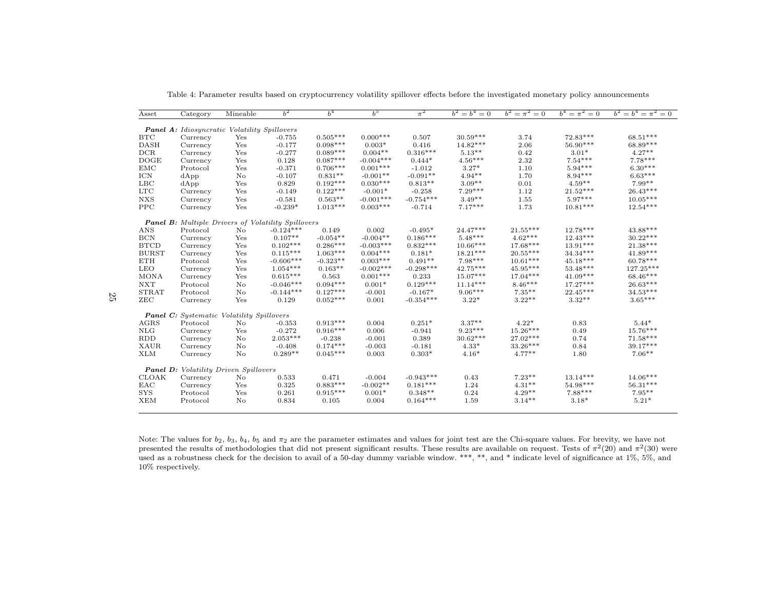Table 4: Parameter results based on cryptocurrency volatility spillover effects before the investigated monetary policy announcements

| Asset | Category | Mineable | $b^2$ | $b^4$ | $b^5$ | $\pi^2$ | $b^2 = b^4 = 0$ | $b^2 = \pi^2 = 0$ | $b^4 = \pi^2 = 0$ | $b^2 = b^4 = \pi^2 = 0$ |
|---|---|---|---|---|---|---|---|---|---|---|
| ***Panel A:*** *Idiosyncratic Volatility Spillovers* | | | | | | | | | | |
| BTC | Currency | Yes | -0.755 | 0.505*** | 0.000*** | 0.507 | 30.59*** | 3.74 | 72.83*** | 68.51*** |
| DASH | Currency | Yes | -0.177 | 0.098*** | 0.003* | 0.416 | 14.82*** | 2.06 | 56.90*** | 68.89*** |
| DCR | Currency | Yes | -0.277 | 0.089*** | 0.004** | 0.316*** | 5.13** | 0.42 | 3.01* | 4.27** |
| DOGE | Currency | Yes | 0.128 | 0.087*** | -0.004*** | 0.444* | 4.56*** | 2.32 | 7.54*** | 7.78*** |
| EMC | Protocol | Yes | -0.371 | 0.706*** | 0.001*** | -1.012 | 3.27* | 1.10 | 5.94*** | 6.30*** |
| ICN | dApp | No | -0.107 | 0.831** | -0.001** | -0.091** | 4.94** | 1.70 | 8.94*** | 6.63*** |
| LBC | dApp | Yes | 0.829 | 0.192*** | 0.030*** | 0.813** | 3.09** | 0.01 | 4.59** | 7.99** |
| LTC | Currency | Yes | -0.149 | 0.122*** | -0.001* | -0.258 | 7.29*** | 1.12 | 21.52*** | 26.43*** |
| NXS | Currency | Yes | -0.581 | 0.563** | -0.001*** | -0.754*** | 3.49** | 1.55 | 5.97*** | 10.05*** |
| PPC | Currency | Yes | -0.239* | 1.013*** | 0.003*** | -0.714 | 7.17*** | 1.73 | 10.81*** | 12.54*** |
| ***Panel B:*** *Multiple Drivers of Volatility Spillovers* | | | | | | | | | | |
| ANS | Protocol | No | -0.124*** | 0.149 | 0.002 | -0.495* | 24.47*** | 21.55*** | 12.78*** | 43.88*** |
| BCN | Currency | Yes | 0.107** | -0.054** | -0.004** | 0.186*** | 5.48*** | 4.62*** | 12.43*** | 30.22*** |
| BTCD | Currency | Yes | 0.102*** | 0.286*** | -0.003*** | 0.832*** | 10.66*** | 17.68*** | 13.91*** | 21.38*** |
| BURST | Currency | Yes | 0.115*** | 1.063*** | 0.004*** | 0.181* | 18.21*** | 20.55*** | 34.34*** | 41.89*** |
| ETH | Protocol | Yes | -0.606*** | -0.323** | 0.003*** | 0.491** | 7.98*** | 10.61*** | 45.18*** | 60.78*** |
| LEO | Currency | Yes | 1.054*** | 0.163** | -0.002*** | -0.298*** | 42.75*** | 45.95*** | 53.48*** | 127.25*** |
| MONA | Currency | Yes | 0.615*** | 0.563 | 0.001*** | 0.233 | 15.07*** | 17.04*** | 41.09*** | 68.46*** |
| NXT | Protocol | No | -0.046*** | 0.094*** | 0.001* | 0.129*** | 11.14*** | 8.46*** | 17.27*** | 26.63*** |
| STRAT | Protocol | No | -0.144*** | 0.127*** | -0.001 | -0.167* | 9.06*** | 7.35** | 22.45*** | 34.53*** |
| ZEC | Currency | Yes | 0.129 | 0.052*** | 0.001 | -0.354*** | 3.22* | 3.22** | 3.32** | 3.65*** |
| ***Panel C:*** *Systematic Volatility Spillovers* | | | | | | | | | | |
| AGRS | Protocol | No | -0.353 | 0.913*** | 0.004 | 0.251* | 3.37** | 4.22* | 0.83 | 5.44* |
| NLG | Currency | Yes | -0.272 | 0.916*** | 0.006 | -0.941 | 9.23*** | 15.26*** | 0.49 | 15.76*** |
| RDD | Currency | No | 2.053*** | -0.238 | -0.001 | 0.389 | 30.62*** | 27.02*** | 0.74 | 71.58*** |
| XAUR | Currency | No | -0.408 | 0.174*** | -0.003 | -0.181 | 4.33* | 33.26*** | 0.84 | 39.17*** |
| XLM | Currency | No | 0.289** | 0.045*** | 0.003 | 0.303* | 4.16* | 4.77** | 1.80 | 7.06** |
| ***Panel D:*** *Volatility Driven Spillovers* | | | | | | | | | | |
| CLOAK | Currency | No | 0.533 | 0.471 | -0.004 | -0.943*** | 0.43 | 7.23** | 13.14*** | 14.06*** |
| EAC | Currency | Yes | 0.325 | 0.883*** | -0.002** | 0.181*** | 1.24 | 4.31** | 54.98*** | 56.31*** |
| SYS | Protocol | Yes | 0.261 | 0.915*** | 0.001* | 0.348** | 0.24 | 4.29** | 7.88*** | 7.95** |
| XEM | Protocol | No | 0.834 | 0.105 | 0.004 | 0.164*** | 1.59 | 3.14** | 3.18* | 5.21* |

Note: The values for $b_2$, $b_3$, $b_4$, $b_5$ and $\pi_2$ are the parameter estimates and values for joint test are the Chi-square values. For brevity, we have not presented the results of methodologies that did not present significant results. These results are available on request. Tests of $\pi^2(20)$ and $\pi^2(30)$ were used as a robustness check for the decision to avail of a 50-day dummy variable window. ***, **, and * indicate level of significance at 1%, 5%, and 10% respectively.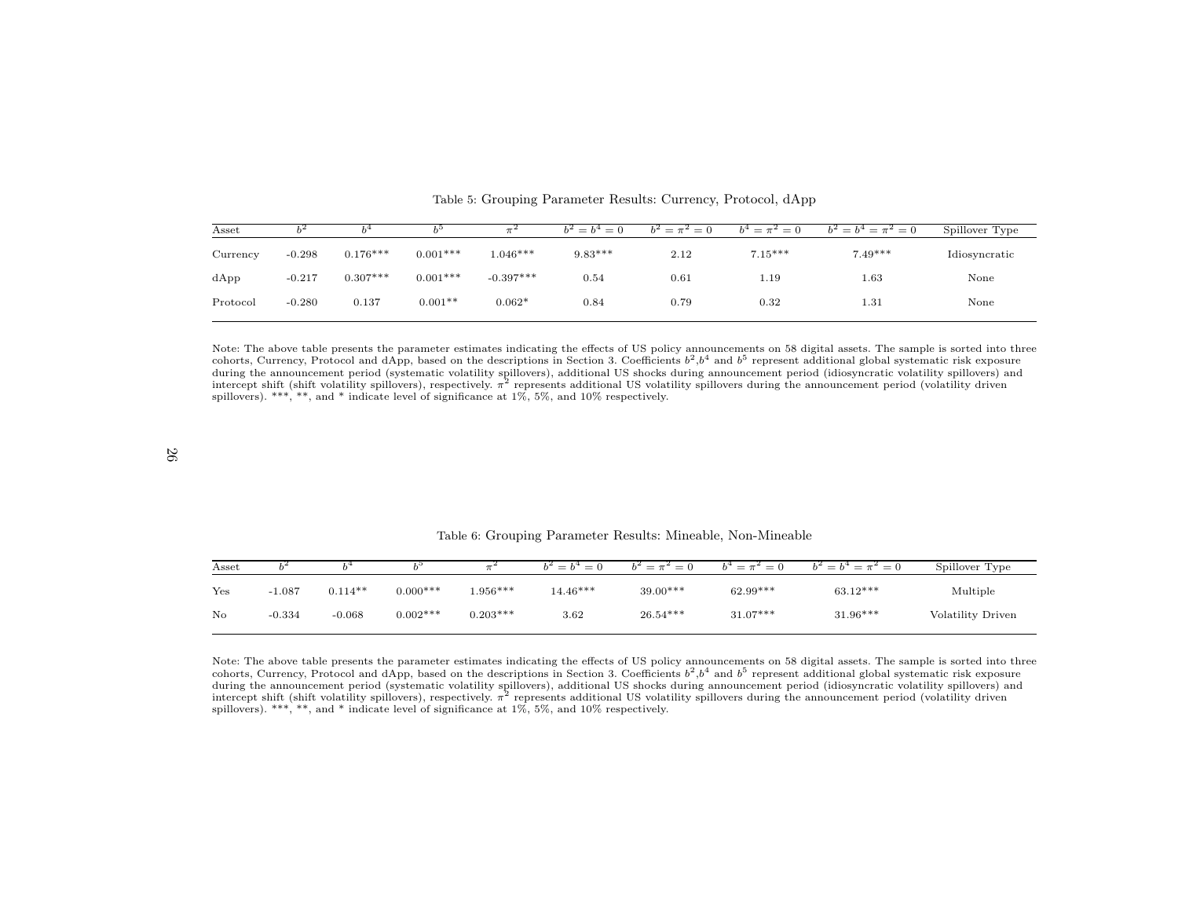Table 5: Grouping Parameter Results: Currency, Protocol, dApp

| Asset | $b^2$ | $b^4$ | $b^5$ | $\pi^2$ | $b^2 = b^4 = 0$ | $b^2 = \pi^2 = 0$ | $b^4 = \pi^2 = 0$ | $b^2 = b^4 = \pi^2 = 0$ | Spillover Type |
|---|---|---|---|---|---|---|---|---|---|
| Currency | -0.298 | 0.176*** | 0.001*** | 1.046*** | 9.83*** | 2.12 | 7.15*** | 7.49*** | Idiosyncratic |
| dApp | -0.217 | 0.307*** | 0.001*** | -0.397*** | 0.54 | 0.61 | 1.19 | 1.63 | None |
| Protocol | -0.280 | 0.137 | 0.001** | 0.062* | 0.84 | 0.79 | 0.32 | 1.31 | None |

Note: The above table presents the parameter estimates indicating the effects of US policy announcements on 58 digital assets. The sample is sorted into three cohorts, Currency, Protocol and dApp, based on the descriptions in Section 3. Coefficients $b^2$,$b^4$ and $b^5$ represent additional global systematic risk exposure during the announcement period (systematic volatility spillovers), additional US shocks during announcement period (idiosyncratic volatility spillovers) and intercept shift (shift volatility spillovers), respectively. $\pi^2$ represents additional US volatility spillovers during the announcement period (volatility driven spillovers). ***, **, and * indicate level of significance at 1%, 5%, and 10% respectively.

Table 6: Grouping Parameter Results: Mineable, Non-Mineable

| Asset | $b^2$ | $b^4$ | $b^5$ | $\pi^2$ | $b^2 = b^4 = 0$ | $b^2 = \pi^2 = 0$ | $b^4 = \pi^2 = 0$ | $b^2 = b^4 = \pi^2 = 0$ | Spillover Type |
|---|---|---|---|---|---|---|---|---|---|
| Yes | -1.087 | 0.114** | 0.000*** | 1.956*** | 14.46*** | 39.00*** | 62.99*** | 63.12*** | Multiple |
| No | -0.334 | -0.068 | 0.002*** | 0.203*** | 3.62 | 26.54*** | 31.07*** | 31.96*** | Volatility Driven |

Note: The above table presents the parameter estimates indicating the effects of US policy announcements on 58 digital assets. The sample is sorted into three cohorts, Currency, Protocol and dApp, based on the descriptions in Section 3. Coefficients $b^2$,$b^4$ and $b^5$ represent additional global systematic risk exposure during the announcement period (systematic volatility spillovers), additional US shocks during announcement period (idiosyncratic volatility spillovers) and intercept shift (shift volatility spillovers), respectively. $\pi^2$ represents additional US volatility spillovers during the announcement period (volatility driven spillovers). ***, **, and * indicate level of significance at 1%, 5%, and 10% respectively.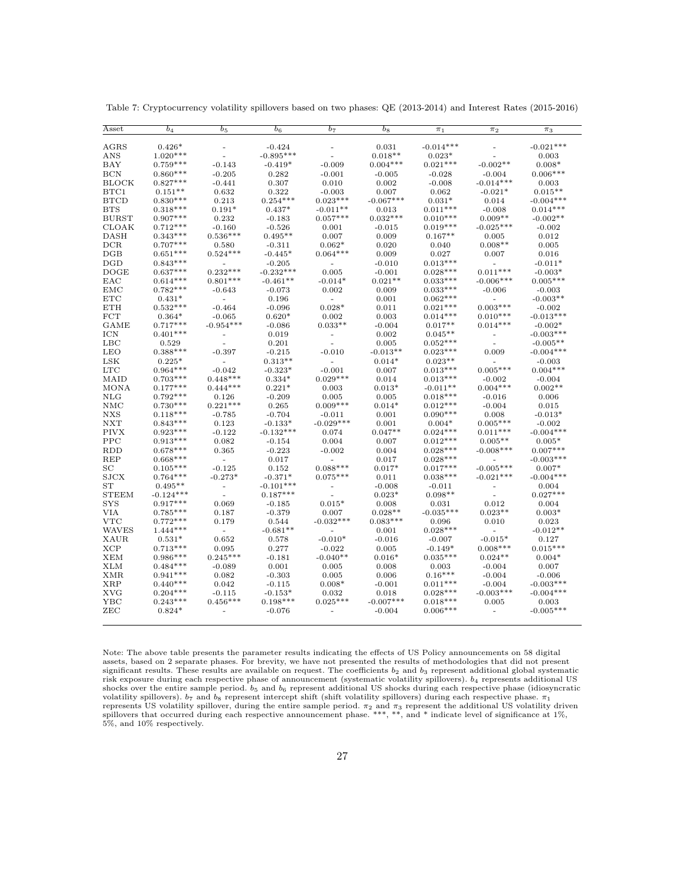Table 7: Cryptocurrency volatility spillovers based on two phases: QE (2013-2014) and Interest Rates (2015-2016)

| Asset | $b_4$ | $b_5$ | $b_6$ | $b_7$ | $b_8$ | $\pi_1$ | $\pi_2$ | $\pi_3$ |
|---|---|---|---|---|---|---|---|---|
| AGRS | 0.426* | - | -0.424 | - | 0.031 | -0.014*** | - | -0.021*** |
| ANS | 1.020*** | - | -0.895*** | - | 0.018** | 0.023* | - | 0.003 |
| BAY | 0.759*** | -0.143 | -0.419* | -0.009 | 0.004*** | 0.021*** | -0.002** | 0.008* |
| BCN | 0.860*** | -0.205 | 0.282 | -0.001 | -0.005 | -0.028 | -0.004 | 0.006*** |
| BLOCK | 0.827*** | -0.441 | 0.307 | 0.010 | 0.002 | -0.008 | -0.014*** | 0.003 |
| BTC1 | 0.151** | 0.632 | 0.322 | -0.003 | 0.007 | 0.062 | -0.021* | 0.015** |
| BTCD | 0.830*** | 0.213 | 0.254*** | 0.023*** | -0.067*** | 0.031* | 0.014 | -0.004*** |
| BTS | 0.318*** | 0.191* | 0.437* | -0.011** | 0.013 | 0.011*** | -0.008 | 0.014*** |
| BURST | 0.907*** | 0.232 | -0.183 | 0.057*** | 0.032*** | 0.010*** | 0.009** | -0.002** |
| CLOAK | 0.712*** | -0.160 | -0.526 | 0.001 | -0.015 | 0.019*** | -0.025*** | -0.002 |
| DASH | 0.343*** | 0.536*** | 0.495** | 0.007 | 0.009 | 0.167** | 0.005 | 0.012 |
| DCR | 0.707*** | 0.580 | -0.311 | 0.062* | 0.020 | 0.040 | 0.008** | 0.005 |
| DGB | 0.651*** | 0.524*** | -0.445* | 0.064*** | 0.009 | 0.027 | 0.007 | 0.016 |
| DGD | 0.843*** | - | -0.205 | - | -0.010 | 0.013*** | - | -0.011* |
| DOGE | 0.637*** | 0.232*** | -0.232*** | 0.005 | -0.001 | 0.028*** | 0.011*** | -0.003* |
| EAC | 0.614*** | 0.801*** | -0.461** | -0.014* | 0.021** | 0.033*** | -0.006*** | 0.005*** |
| EMC | 0.782*** | -0.643 | -0.073 | 0.002 | 0.009 | 0.033*** | -0.006 | -0.003 |
| ETC | 0.431* | - | 0.196 | - | 0.001 | 0.062*** | - | -0.003** |
| ETH | 0.532*** | -0.464 | -0.096 | 0.028* | 0.011 | 0.021*** | 0.003*** | -0.002 |
| FCT | 0.364* | -0.065 | 0.620* | 0.002 | 0.003 | 0.014*** | 0.010*** | -0.013*** |
| GAME | 0.717*** | -0.954*** | -0.086 | 0.033** | -0.004 | 0.017** | 0.014*** | -0.002* |
| ICN | 0.401*** | - | 0.019 | - | 0.002 | 0.045** | - | -0.003*** |
| LBC | 0.529 | - | 0.201 | - | 0.005 | 0.052*** | - | -0.005** |
| LEO | 0.388*** | -0.397 | -0.215 | -0.010 | -0.013** | 0.023*** | 0.009 | -0.004*** |
| LSK | 0.225* | - | 0.313** | - | 0.014* | 0.023** | - | -0.003 |
| LTC | 0.964*** | -0.042 | -0.323* | -0.001 | 0.007 | 0.013*** | 0.005*** | 0.004*** |
| MAID | 0.703*** | 0.448*** | 0.334* | 0.029*** | 0.014 | 0.013*** | -0.002 | -0.004 |
| MONA | 0.177*** | 0.444*** | 0.221* | 0.003 | 0.013* | -0.011** | 0.004*** | 0.002** |
| NLG | 0.792*** | 0.126 | -0.209 | 0.005 | 0.005 | 0.018*** | -0.016 | 0.006 |
| NMC | 0.730*** | 0.221*** | 0.265 | 0.009*** | 0.014* | 0.012*** | -0.004 | 0.015 |
| NXS | 0.118*** | -0.785 | -0.704 | -0.011 | 0.001 | 0.090*** | 0.008 | -0.013* |
| NXT | 0.843*** | 0.123 | -0.133* | -0.029*** | 0.001 | 0.004* | 0.005*** | -0.002 |
| PIVX | 0.923*** | -0.122 | -0.132*** | 0.074 | 0.047** | 0.024*** | 0.011*** | -0.004*** |
| PPC | 0.913*** | 0.082 | -0.154 | 0.004 | 0.007 | 0.012*** | 0.005** | 0.005* |
| RDD | 0.678*** | 0.365 | -0.223 | -0.002 | 0.004 | 0.028*** | -0.008*** | 0.007*** |
| REP | 0.668*** | - | 0.017 | - | 0.017 | 0.028*** | - | -0.003*** |
| SC | 0.105*** | -0.125 | 0.152 | 0.088*** | 0.017* | 0.017*** | -0.005*** | 0.007* |
| SJCX | 0.764*** | -0.273* | -0.371* | 0.075*** | 0.011 | 0.038*** | -0.021*** | -0.004*** |
| ST | 0.495** | - | -0.101*** | - | -0.008 | -0.011 | - | 0.004 |
| STEEM | -0.124*** | - | 0.187*** | - | 0.023* | 0.098** | - | 0.027*** |
| SYS | 0.917*** | 0.069 | -0.185 | 0.015* | 0.008 | 0.031 | 0.012 | 0.004 |
| VIA | 0.785*** | 0.187 | -0.379 | 0.007 | 0.028** | -0.035*** | 0.023** | 0.003* |
| VTC | 0.772*** | 0.179 | 0.544 | -0.032*** | 0.083*** | 0.096 | 0.010 | 0.023 |
| WAVES | 1.444*** | - | -0.681** | - | 0.001 | 0.028*** | - | -0.012** |
| XAUR | 0.531* | 0.652 | 0.578 | -0.010* | -0.016 | -0.007 | -0.015* | 0.127 |
| XCP | 0.713*** | 0.095 | 0.277 | -0.022 | 0.005 | -0.149* | 0.008*** | 0.015*** |
| XEM | 0.986*** | 0.245*** | -0.181 | -0.040** | 0.016* | 0.035*** | 0.024** | 0.004* |
| XLM | 0.484*** | -0.089 | 0.001 | 0.005 | 0.008 | 0.003 | -0.004 | 0.007 |
| XMR | 0.941*** | 0.082 | -0.303 | 0.005 | 0.006 | 0.16*** | -0.004 | -0.006 |
| XRP | 0.440*** | 0.042 | -0.115 | 0.008* | -0.001 | 0.011*** | -0.004 | -0.003*** |
| XVG | 0.204*** | -0.115 | -0.153* | 0.032 | 0.018 | 0.028*** | -0.003*** | -0.004*** |
| YBC | 0.243*** | 0.456*** | 0.198*** | 0.025*** | -0.007*** | 0.018*** | 0.005 | 0.003 |
| ZEC | 0.824* | - | -0.076 | - | -0.004 | 0.006*** | - | -0.005*** |

Note: The above table presents the parameter results indicating the effects of US Policy announcements on 58 digital assets, based on 2 separate phases. For brevity, we have not presented the results of methodologies that did not present significant results. These results are available on request. The coefficients $b_2$ and $b_3$ represent additional global systematic risk exposure during each respective phase of announcement (systematic volatility spillovers). $b_4$ represents additional US shocks over the entire sample period. $b_5$ and $b_6$ represent additional US shocks during each respective phase (idiosyncratic volatility spillovers). $b_7$ and $b_8$ represent intercept shift (shift volatility spillovers) during each respective phase. $\pi_1$ represents US volatility spillover, during the entire sample period. $\pi_2$ and $\pi_3$ represent the additional US volatility driven spillovers that occurred during each respective announcement phase. ***, **, and * indicate level of significance at 1%, 5%, and 10% respectively.